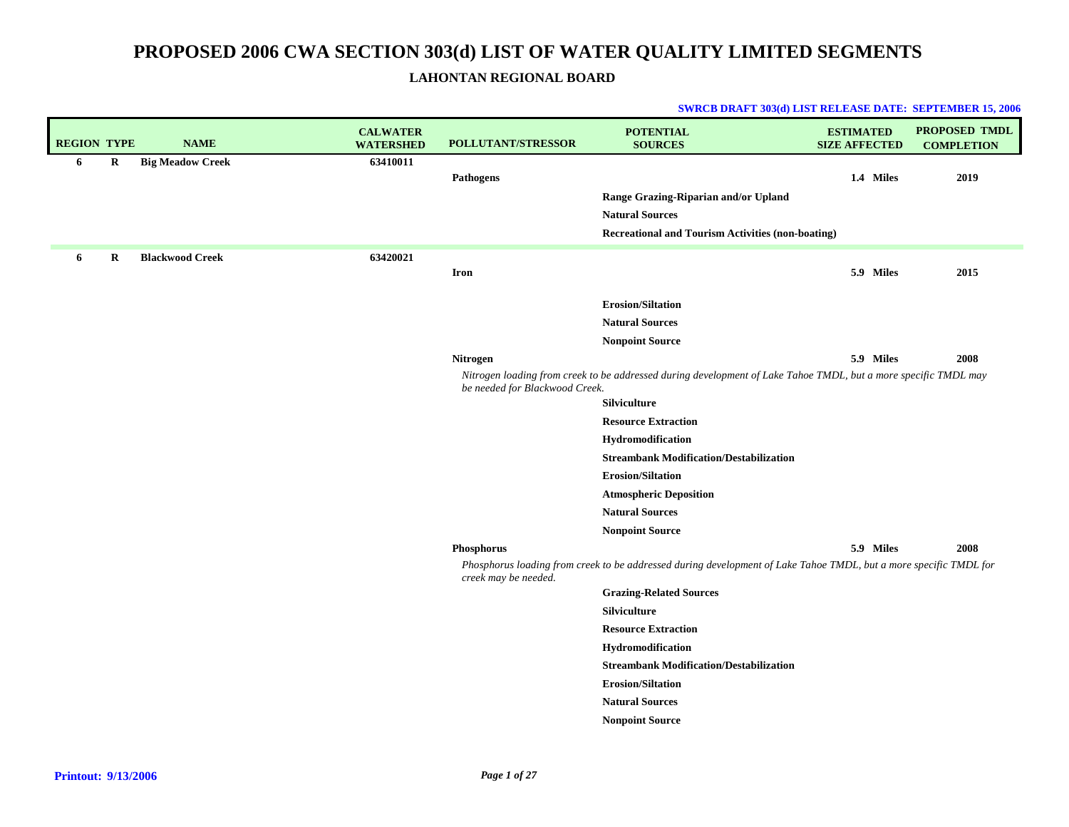# PROPOSED 2006 CWA SECTION 303(d) LIST OF WATER QUALITY LIMITED SEGMENTS

## LAHONTAN REGIONAL BOARD

**SWRCB DRAFT 303(d) LIST RELEASE DATE: SEPTEMBER 15, 2006**

| REGION | TYPE | NAME | CALWATER WATERSHED | POLLUTANT/STRESSOR | POTENTIAL SOURCES | ESTIMATED SIZE AFFECTED | PROPOSED TMDL COMPLETION |
|---|---|---|---|---|---|---|---|
| 6 | R | Big Meadow Creek | 63410011 | | | | |
| | | | | Pathogens | | 1.4 Miles | 2019 |
| | | | | | Range Grazing-Riparian and/or Upland | | |
| | | | | | Natural Sources | | |
| | | | | | Recreational and Tourism Activities (non-boating) | | |
| 6 | R | Blackwood Creek | 63420021 | | | | |
| | | | | Iron | | 5.9 Miles | 2015 |
| | | | | | Erosion/Siltation | | |
| | | | | | Natural Sources | | |
| | | | | | Nonpoint Source | | |
| | | | | Nitrogen | | 5.9 Miles | 2008 |
| | | | | *Nitrogen loading from creek to be addressed during development of Lake Tahoe TMDL, but a more specific TMDL may be needed for Blackwood Creek.* | | | |
| | | | | | Silviculture | | |
| | | | | | Resource Extraction | | |
| | | | | | Hydromodification | | |
| | | | | | Streambank Modification/Destabilization | | |
| | | | | | Erosion/Siltation | | |
| | | | | | Atmospheric Deposition | | |
| | | | | | Natural Sources | | |
| | | | | | Nonpoint Source | | |
| | | | | Phosphorus | | 5.9 Miles | 2008 |
| | | | | *Phosphorus loading from creek to be addressed during development of Lake Tahoe TMDL, but a more specific TMDL for creek may be needed.* | | | |
| | | | | | Grazing-Related Sources | | |
| | | | | | Silviculture | | |
| | | | | | Resource Extraction | | |
| | | | | | Hydromodification | | |
| | | | | | Streambank Modification/Destabilization | | |
| | | | | | Erosion/Siltation | | |
| | | | | | Natural Sources | | |
| | | | | | Nonpoint Source | | |

**Printout: 9/13/2006**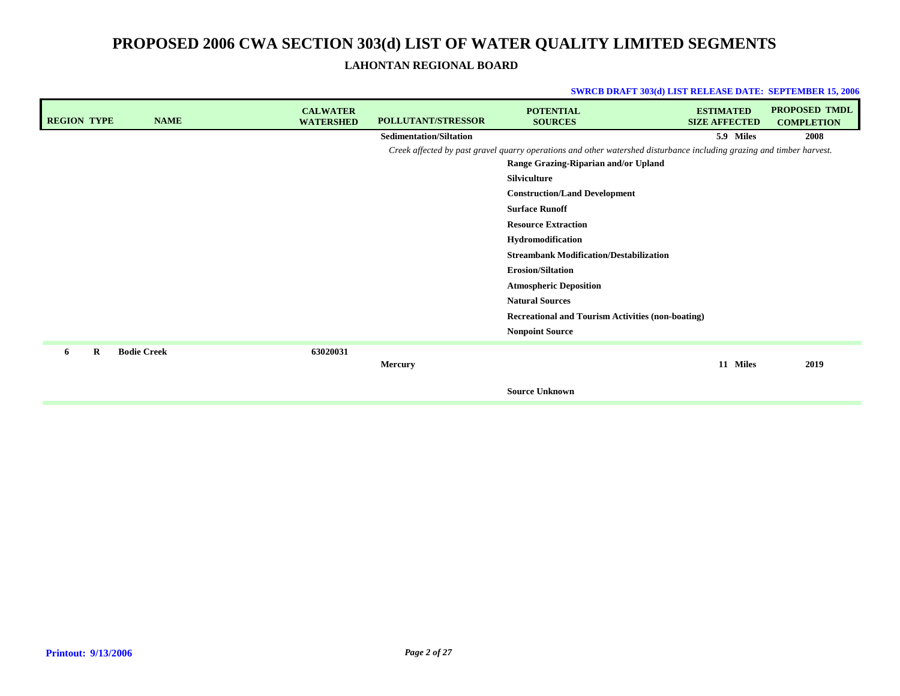# PROPOSED 2006 CWA SECTION 303(d) LIST OF WATER QUALITY LIMITED SEGMENTS

## LAHONTAN REGIONAL BOARD

**SWRCB DRAFT 303(d) LIST RELEASE DATE: SEPTEMBER 15, 2006**

| REGION | TYPE | NAME | CALWATER WATERSHED | POLLUTANT/STRESSOR | POTENTIAL SOURCES | ESTIMATED SIZE AFFECTED | PROPOSED TMDL COMPLETION |
|---|---|---|---|---|---|---|---|
| | | | | **Sedimentation/Siltation** | | **5.9 Miles** | **2008** |
| | | | | *Creek affected by past gravel quarry operations and other watershed disturbance including grazing and timber harvest.* | | | |
| | | | | | **Range Grazing-Riparian and/or Upland** | | |
| | | | | | **Silviculture** | | |
| | | | | | **Construction/Land Development** | | |
| | | | | | **Surface Runoff** | | |
| | | | | | **Resource Extraction** | | |
| | | | | | **Hydromodification** | | |
| | | | | | **Streambank Modification/Destabilization** | | |
| | | | | | **Erosion/Siltation** | | |
| | | | | | **Atmospheric Deposition** | | |
| | | | | | **Natural Sources** | | |
| | | | | | **Recreational and Tourism Activities (non-boating)** | | |
| | | | | | **Nonpoint Source** | | |
| **6** | **R** | **Bodie Creek** | **63020031** | | | | |
| | | | | **Mercury** | | **11 Miles** | **2019** |
| | | | | | **Source Unknown** | | |

**Printout: 9/13/2006**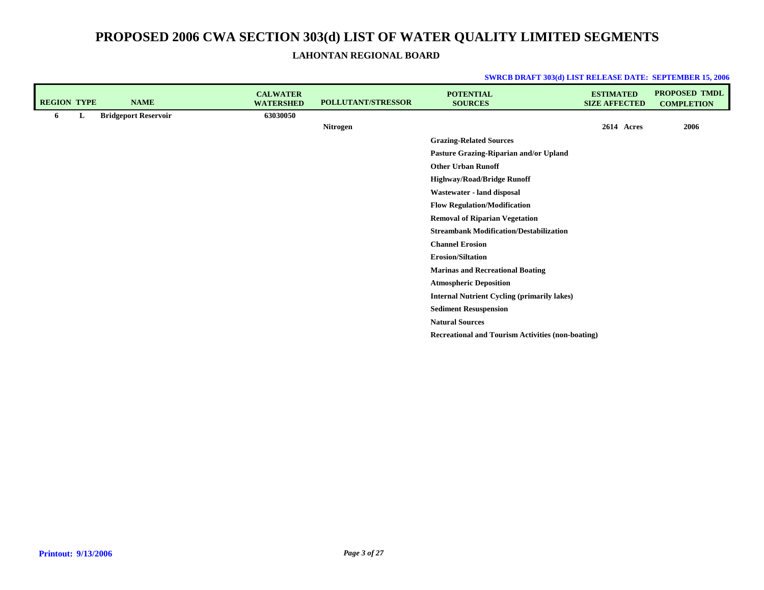# PROPOSED 2006 CWA SECTION 303(d) LIST OF WATER QUALITY LIMITED SEGMENTS

## LAHONTAN REGIONAL BOARD

**SWRCB DRAFT 303(d) LIST RELEASE DATE: SEPTEMBER 15, 2006**

| REGION | TYPE | NAME | CALWATER WATERSHED | POLLUTANT/STRESSOR | POTENTIAL SOURCES | ESTIMATED SIZE AFFECTED | PROPOSED TMDL COMPLETION |
|---|---|---|---|---|---|---|---|
| 6 | L | Bridgeport Reservoir | 63030050 | | | | |
| | | | | Nitrogen | | 2614 Acres | 2006 |
| | | | | | Grazing-Related Sources | | |
| | | | | | Pasture Grazing-Riparian and/or Upland | | |
| | | | | | Other Urban Runoff | | |
| | | | | | Highway/Road/Bridge Runoff | | |
| | | | | | Wastewater - land disposal | | |
| | | | | | Flow Regulation/Modification | | |
| | | | | | Removal of Riparian Vegetation | | |
| | | | | | Streambank Modification/Destabilization | | |
| | | | | | Channel Erosion | | |
| | | | | | Erosion/Siltation | | |
| | | | | | Marinas and Recreational Boating | | |
| | | | | | Atmospheric Deposition | | |
| | | | | | Internal Nutrient Cycling (primarily lakes) | | |
| | | | | | Sediment Resuspension | | |
| | | | | | Natural Sources | | |
| | | | | | Recreational and Tourism Activities (non-boating) | | |

**Printout: 9/13/2006**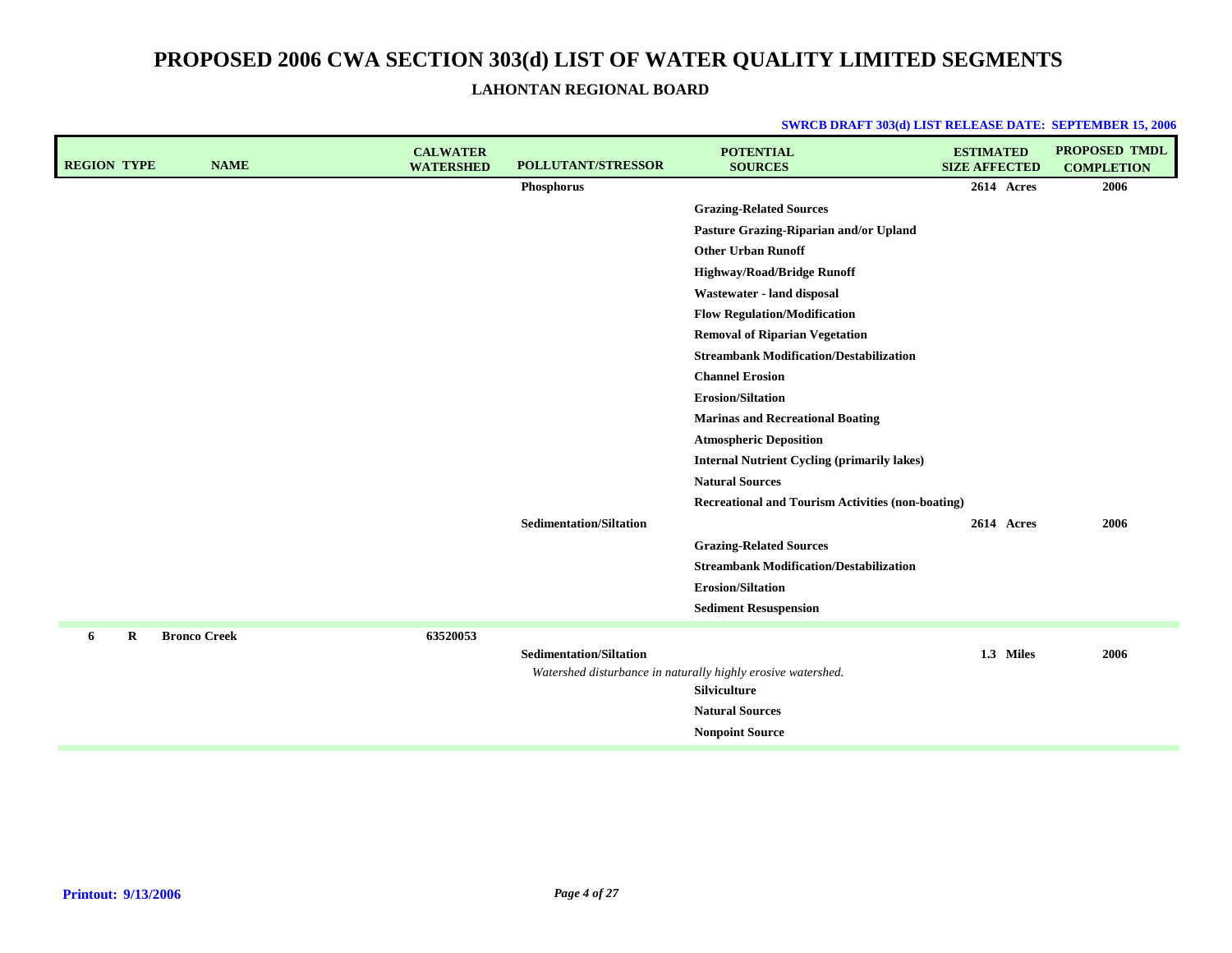# PROPOSED 2006 CWA SECTION 303(d) LIST OF WATER QUALITY LIMITED SEGMENTS

## LAHONTAN REGIONAL BOARD

**SWRCB DRAFT 303(d) LIST RELEASE DATE: SEPTEMBER 15, 2006**

| REGION | TYPE | NAME | CALWATER WATERSHED | POLLUTANT/STRESSOR | POTENTIAL SOURCES | ESTIMATED SIZE AFFECTED | PROPOSED TMDL COMPLETION |
|---|---|---|---|---|---|---|---|
| | | | | Phosphorus | | 2614 Acres | 2006 |
| | | | | | Grazing-Related Sources | | |
| | | | | | Pasture Grazing-Riparian and/or Upland | | |
| | | | | | Other Urban Runoff | | |
| | | | | | Highway/Road/Bridge Runoff | | |
| | | | | | Wastewater - land disposal | | |
| | | | | | Flow Regulation/Modification | | |
| | | | | | Removal of Riparian Vegetation | | |
| | | | | | Streambank Modification/Destabilization | | |
| | | | | | Channel Erosion | | |
| | | | | | Erosion/Siltation | | |
| | | | | | Marinas and Recreational Boating | | |
| | | | | | Atmospheric Deposition | | |
| | | | | | Internal Nutrient Cycling (primarily lakes) | | |
| | | | | | Natural Sources | | |
| | | | | | Recreational and Tourism Activities (non-boating) | | |
| | | | | Sedimentation/Siltation | | 2614 Acres | 2006 |
| | | | | | Grazing-Related Sources | | |
| | | | | | Streambank Modification/Destabilization | | |
| | | | | | Erosion/Siltation | | |
| | | | | | Sediment Resuspension | | |
| 6 | R | Bronco Creek | 63520053 | | | | |
| | | | | Sedimentation/Siltation | | 1.3 Miles | 2006 |
| | | | | *Watershed disturbance in naturally highly erosive watershed.* | | | |
| | | | | | Silviculture | | |
| | | | | | Natural Sources | | |
| | | | | | Nonpoint Source | | |

Printout: 9/13/2006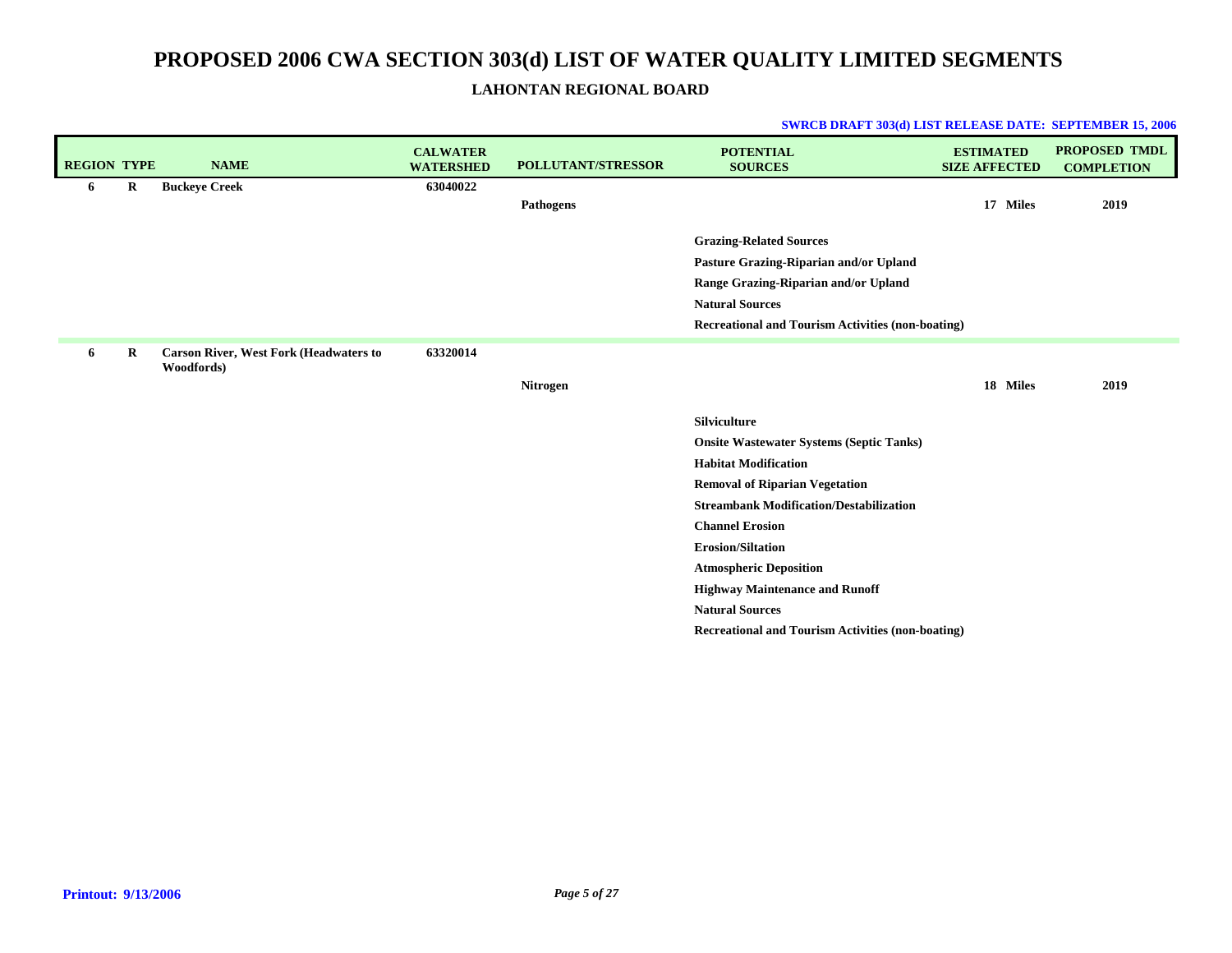# PROPOSED 2006 CWA SECTION 303(d) LIST OF WATER QUALITY LIMITED SEGMENTS

## LAHONTAN REGIONAL BOARD

**SWRCB DRAFT 303(d) LIST RELEASE DATE: SEPTEMBER 15, 2006**

| REGION | TYPE | NAME | CALWATER WATERSHED | POLLUTANT/STRESSOR | POTENTIAL SOURCES | ESTIMATED SIZE AFFECTED | PROPOSED TMDL COMPLETION |
|---|---|---|---|---|---|---|---|
| 6 | R | Buckeye Creek | 63040022 | | | | |
| | | | | Pathogens | | 17 Miles | 2019 |
| | | | | | Grazing-Related Sources | | |
| | | | | | Pasture Grazing-Riparian and/or Upland | | |
| | | | | | Range Grazing-Riparian and/or Upland | | |
| | | | | | Natural Sources | | |
| | | | | | Recreational and Tourism Activities (non-boating) | | |
| 6 | R | Carson River, West Fork (Headwaters to Woodfords) | 63320014 | | | | |
| | | | | Nitrogen | | 18 Miles | 2019 |
| | | | | | Silviculture | | |
| | | | | | Onsite Wastewater Systems (Septic Tanks) | | |
| | | | | | Habitat Modification | | |
| | | | | | Removal of Riparian Vegetation | | |
| | | | | | Streambank Modification/Destabilization | | |
| | | | | | Channel Erosion | | |
| | | | | | Erosion/Siltation | | |
| | | | | | Atmospheric Deposition | | |
| | | | | | Highway Maintenance and Runoff | | |
| | | | | | Natural Sources | | |
| | | | | | Recreational and Tourism Activities (non-boating) | | |

Printout: 9/13/2006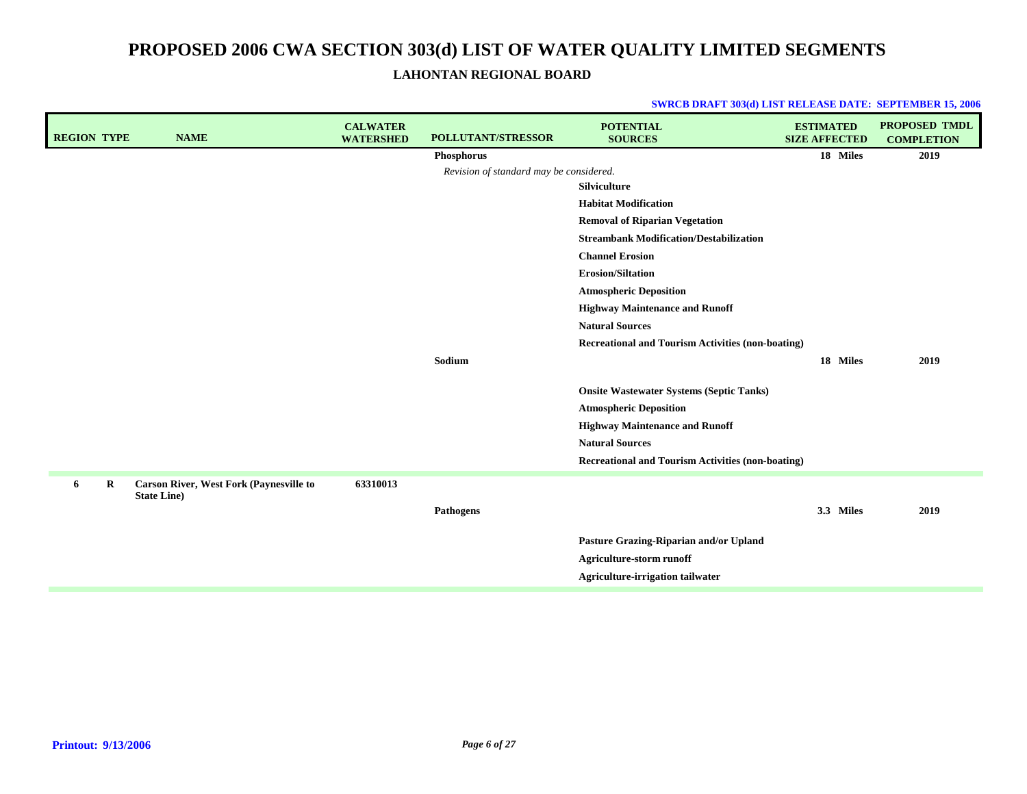# PROPOSED 2006 CWA SECTION 303(d) LIST OF WATER QUALITY LIMITED SEGMENTS

## LAHONTAN REGIONAL BOARD

**SWRCB DRAFT 303(d) LIST RELEASE DATE: SEPTEMBER 15, 2006**

| REGION | TYPE | NAME | CALWATER WATERSHED | POLLUTANT/STRESSOR | POTENTIAL SOURCES | ESTIMATED SIZE AFFECTED | PROPOSED TMDL COMPLETION |
|---|---|---|---|---|---|---|---|
| | | | | **Phosphorus** | | **18 Miles** | **2019** |
| | | | | *Revision of standard may be considered.* | | | |
| | | | | | **Silviculture** | | |
| | | | | | **Habitat Modification** | | |
| | | | | | **Removal of Riparian Vegetation** | | |
| | | | | | **Streambank Modification/Destabilization** | | |
| | | | | | **Channel Erosion** | | |
| | | | | | **Erosion/Siltation** | | |
| | | | | | **Atmospheric Deposition** | | |
| | | | | | **Highway Maintenance and Runoff** | | |
| | | | | | **Natural Sources** | | |
| | | | | | **Recreational and Tourism Activities (non-boating)** | | |
| | | | | **Sodium** | | **18 Miles** | **2019** |
| | | | | | **Onsite Wastewater Systems (Septic Tanks)** | | |
| | | | | | **Atmospheric Deposition** | | |
| | | | | | **Highway Maintenance and Runoff** | | |
| | | | | | **Natural Sources** | | |
| | | | | | **Recreational and Tourism Activities (non-boating)** | | |
| **6** | **R** | **Carson River, West Fork (Paynesville to State Line)** | **63310013** | | | | |
| | | | | **Pathogens** | | **3.3 Miles** | **2019** |
| | | | | | **Pasture Grazing-Riparian and/or Upland** | | |
| | | | | | **Agriculture-storm runoff** | | |
| | | | | | **Agriculture-irrigation tailwater** | | |

**Printout: 9/13/2006**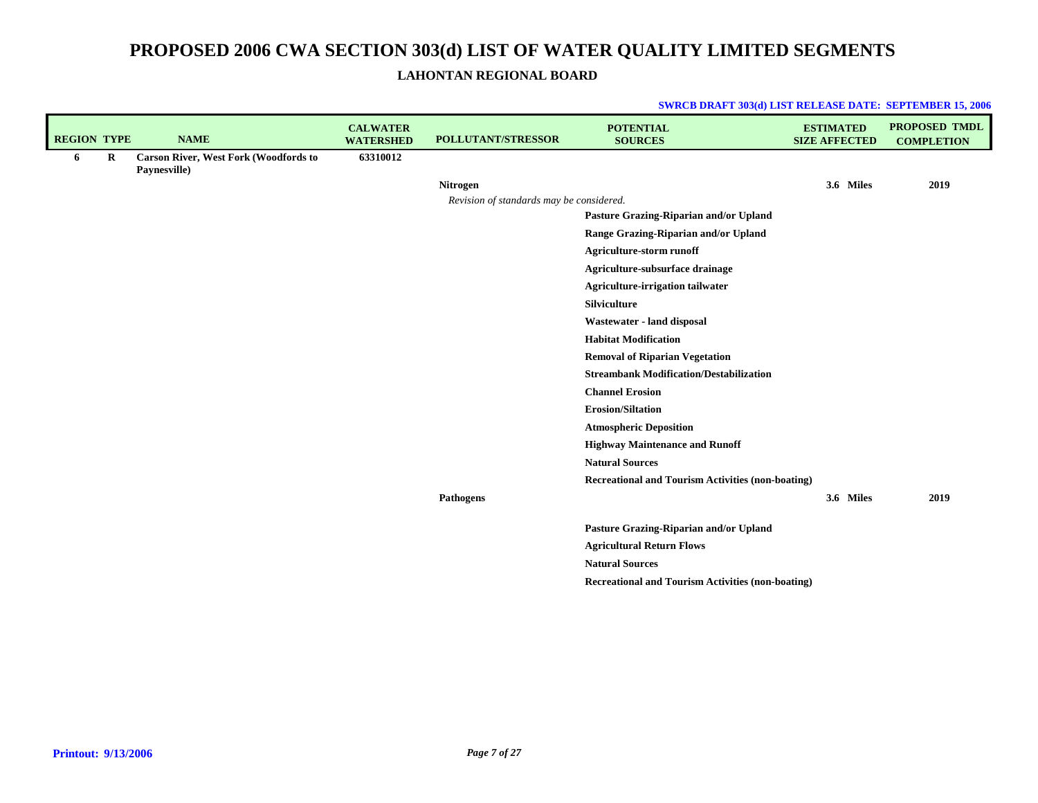# PROPOSED 2006 CWA SECTION 303(d) LIST OF WATER QUALITY LIMITED SEGMENTS

## LAHONTAN REGIONAL BOARD

**SWRCB DRAFT 303(d) LIST RELEASE DATE: SEPTEMBER 15, 2006**

| REGION | TYPE | NAME | CALWATER WATERSHED | POLLUTANT/STRESSOR | POTENTIAL SOURCES | ESTIMATED SIZE AFFECTED | PROPOSED TMDL COMPLETION |
|---|---|---|---|---|---|---|---|
| 6 | R | Carson River, West Fork (Woodfords to Paynesville) | 63310012 | | | | |
| | | | | Nitrogen | | 3.6 Miles | 2019 |
| | | | | *Revision of standards may be considered.* | | | |
| | | | | | Pasture Grazing-Riparian and/or Upland | | |
| | | | | | Range Grazing-Riparian and/or Upland | | |
| | | | | | Agriculture-storm runoff | | |
| | | | | | Agriculture-subsurface drainage | | |
| | | | | | Agriculture-irrigation tailwater | | |
| | | | | | Silviculture | | |
| | | | | | Wastewater - land disposal | | |
| | | | | | Habitat Modification | | |
| | | | | | Removal of Riparian Vegetation | | |
| | | | | | Streambank Modification/Destabilization | | |
| | | | | | Channel Erosion | | |
| | | | | | Erosion/Siltation | | |
| | | | | | Atmospheric Deposition | | |
| | | | | | Highway Maintenance and Runoff | | |
| | | | | | Natural Sources | | |
| | | | | | Recreational and Tourism Activities (non-boating) | | |
| | | | | Pathogens | | 3.6 Miles | 2019 |
| | | | | | Pasture Grazing-Riparian and/or Upland | | |
| | | | | | Agricultural Return Flows | | |
| | | | | | Natural Sources | | |
| | | | | | Recreational and Tourism Activities (non-boating) | | |

**Printout: 9/13/2006**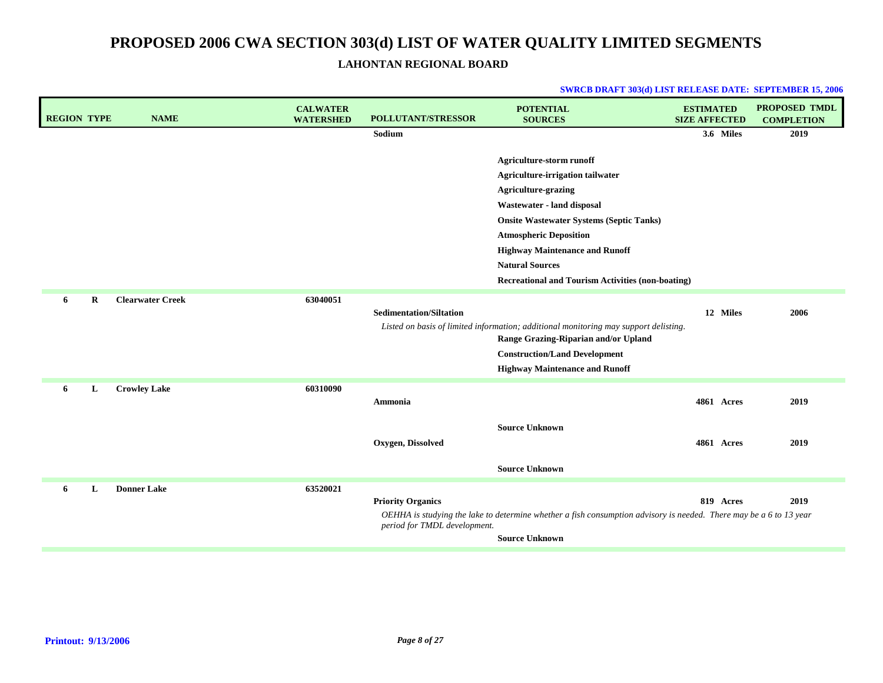# PROPOSED 2006 CWA SECTION 303(d) LIST OF WATER QUALITY LIMITED SEGMENTS

## LAHONTAN REGIONAL BOARD

**SWRCB DRAFT 303(d) LIST RELEASE DATE: SEPTEMBER 15, 2006**

| REGION | TYPE | NAME | CALWATER WATERSHED | POLLUTANT/STRESSOR | POTENTIAL SOURCES | ESTIMATED SIZE AFFECTED | PROPOSED TMDL COMPLETION |
|---|---|---|---|---|---|---|---|
| | | | | **Sodium** | | **3.6 Miles** | **2019** |
| | | | | | **Agriculture-storm runoff** | | |
| | | | | | **Agriculture-irrigation tailwater** | | |
| | | | | | **Agriculture-grazing** | | |
| | | | | | **Wastewater - land disposal** | | |
| | | | | | **Onsite Wastewater Systems (Septic Tanks)** | | |
| | | | | | **Atmospheric Deposition** | | |
| | | | | | **Highway Maintenance and Runoff** | | |
| | | | | | **Natural Sources** | | |
| | | | | | **Recreational and Tourism Activities (non-boating)** | | |
| **6** | **R** | **Clearwater Creek** | **63040051** | | | | |
| | | | | **Sedimentation/Siltation** | | **12 Miles** | **2006** |
| | | | | *Listed on basis of limited information; additional monitoring may support delisting.* | | | |
| | | | | | **Range Grazing-Riparian and/or Upland** | | |
| | | | | | **Construction/Land Development** | | |
| | | | | | **Highway Maintenance and Runoff** | | |
| **6** | **L** | **Crowley Lake** | **60310090** | | | | |
| | | | | **Ammonia** | | **4861 Acres** | **2019** |
| | | | | | **Source Unknown** | | |
| | | | | **Oxygen, Dissolved** | | **4861 Acres** | **2019** |
| | | | | | **Source Unknown** | | |
| **6** | **L** | **Donner Lake** | **63520021** | | | | |
| | | | | **Priority Organics** | | **819 Acres** | **2019** |
| | | | | *OEHHA is studying the lake to determine whether a fish consumption advisory is needed. There may be a 6 to 13 year period for TMDL development.* | | | |
| | | | | | **Source Unknown** | | |

**Printout: 9/13/2006**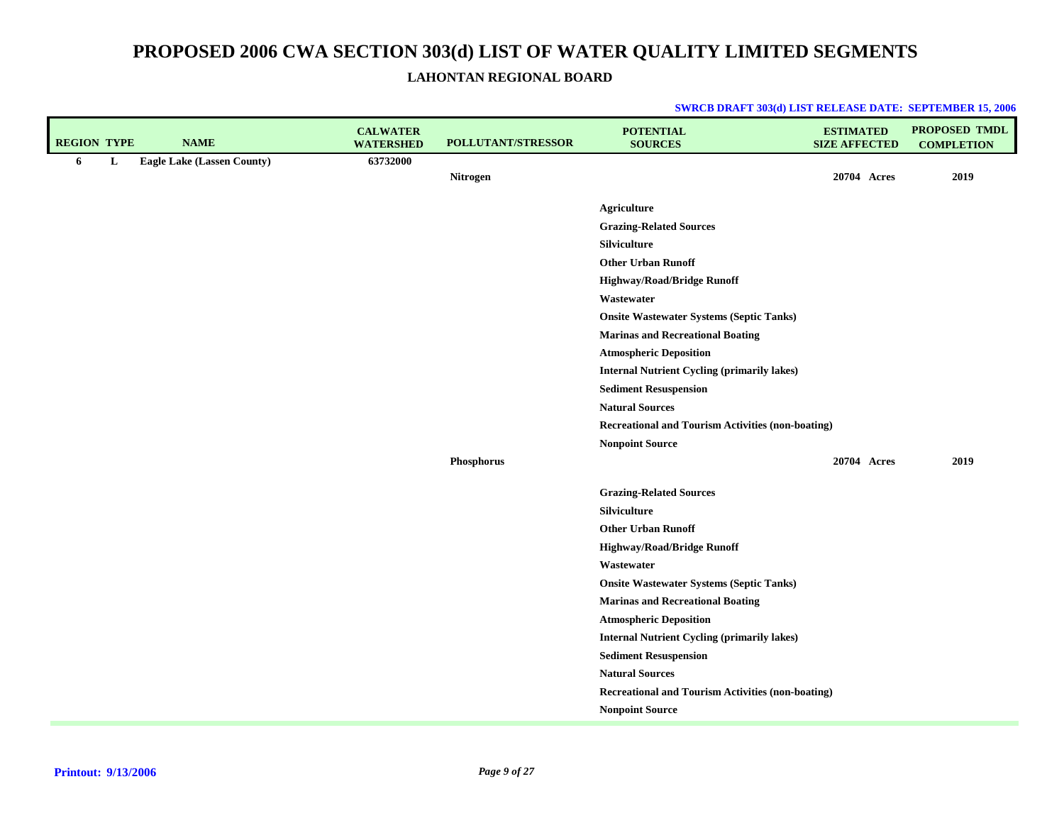# PROPOSED 2006 CWA SECTION 303(d) LIST OF WATER QUALITY LIMITED SEGMENTS

## LAHONTAN REGIONAL BOARD

**SWRCB DRAFT 303(d) LIST RELEASE DATE: SEPTEMBER 15, 2006**

| REGION | TYPE | NAME | CALWATER WATERSHED | POLLUTANT/STRESSOR | POTENTIAL SOURCES | ESTIMATED SIZE AFFECTED | PROPOSED TMDL COMPLETION |
|---|---|---|---|---|---|---|---|
| 6 | L | Eagle Lake (Lassen County) | 63732000 | | | | |
| | | | | Nitrogen | | 20704 Acres | 2019 |
| | | | | | Agriculture | | |
| | | | | | Grazing-Related Sources | | |
| | | | | | Silviculture | | |
| | | | | | Other Urban Runoff | | |
| | | | | | Highway/Road/Bridge Runoff | | |
| | | | | | Wastewater | | |
| | | | | | Onsite Wastewater Systems (Septic Tanks) | | |
| | | | | | Marinas and Recreational Boating | | |
| | | | | | Atmospheric Deposition | | |
| | | | | | Internal Nutrient Cycling (primarily lakes) | | |
| | | | | | Sediment Resuspension | | |
| | | | | | Natural Sources | | |
| | | | | | Recreational and Tourism Activities (non-boating) | | |
| | | | | | Nonpoint Source | | |
| | | | | Phosphorus | | 20704 Acres | 2019 |
| | | | | | Grazing-Related Sources | | |
| | | | | | Silviculture | | |
| | | | | | Other Urban Runoff | | |
| | | | | | Highway/Road/Bridge Runoff | | |
| | | | | | Wastewater | | |
| | | | | | Onsite Wastewater Systems (Septic Tanks) | | |
| | | | | | Marinas and Recreational Boating | | |
| | | | | | Atmospheric Deposition | | |
| | | | | | Internal Nutrient Cycling (primarily lakes) | | |
| | | | | | Sediment Resuspension | | |
| | | | | | Natural Sources | | |
| | | | | | Recreational and Tourism Activities (non-boating) | | |
| | | | | | Nonpoint Source | | |

Printout: 9/13/2006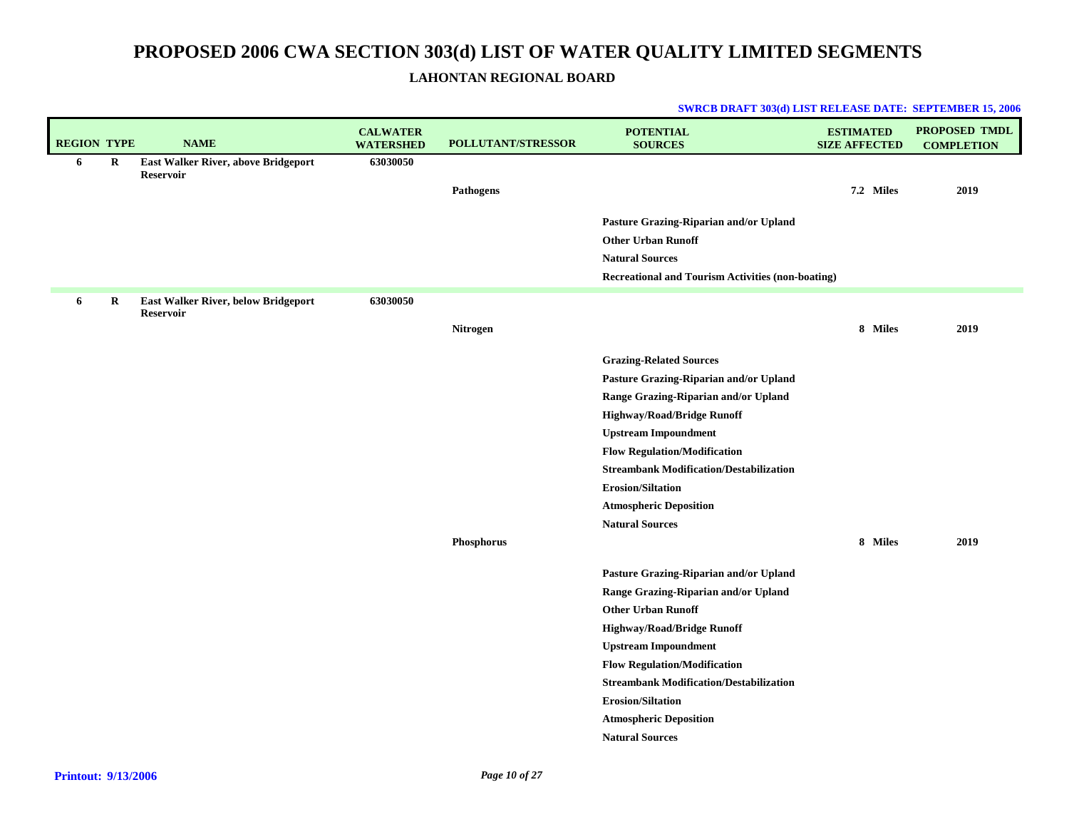# PROPOSED 2006 CWA SECTION 303(d) LIST OF WATER QUALITY LIMITED SEGMENTS

## LAHONTAN REGIONAL BOARD

**SWRCB DRAFT 303(d) LIST RELEASE DATE: SEPTEMBER 15, 2006**

| REGION | TYPE | NAME | CALWATER WATERSHED | POLLUTANT/STRESSOR | POTENTIAL SOURCES | ESTIMATED SIZE AFFECTED | PROPOSED TMDL COMPLETION |
|---|---|---|---|---|---|---|---|
| 6 | R | East Walker River, above Bridgeport Reservoir | 63030050 | | | | |
| | | | | Pathogens | | 7.2 Miles | 2019 |
| | | | | | Pasture Grazing-Riparian and/or Upland | | |
| | | | | | Other Urban Runoff | | |
| | | | | | Natural Sources | | |
| | | | | | Recreational and Tourism Activities (non-boating) | | |
| 6 | R | East Walker River, below Bridgeport Reservoir | 63030050 | | | | |
| | | | | Nitrogen | | 8 Miles | 2019 |
| | | | | | Grazing-Related Sources | | |
| | | | | | Pasture Grazing-Riparian and/or Upland | | |
| | | | | | Range Grazing-Riparian and/or Upland | | |
| | | | | | Highway/Road/Bridge Runoff | | |
| | | | | | Upstream Impoundment | | |
| | | | | | Flow Regulation/Modification | | |
| | | | | | Streambank Modification/Destabilization | | |
| | | | | | Erosion/Siltation | | |
| | | | | | Atmospheric Deposition | | |
| | | | | | Natural Sources | | |
| | | | | Phosphorus | | 8 Miles | 2019 |
| | | | | | Pasture Grazing-Riparian and/or Upland | | |
| | | | | | Range Grazing-Riparian and/or Upland | | |
| | | | | | Other Urban Runoff | | |
| | | | | | Highway/Road/Bridge Runoff | | |
| | | | | | Upstream Impoundment | | |
| | | | | | Flow Regulation/Modification | | |
| | | | | | Streambank Modification/Destabilization | | |
| | | | | | Erosion/Siltation | | |
| | | | | | Atmospheric Deposition | | |
| | | | | | Natural Sources | | |

**Printout: 9/13/2006**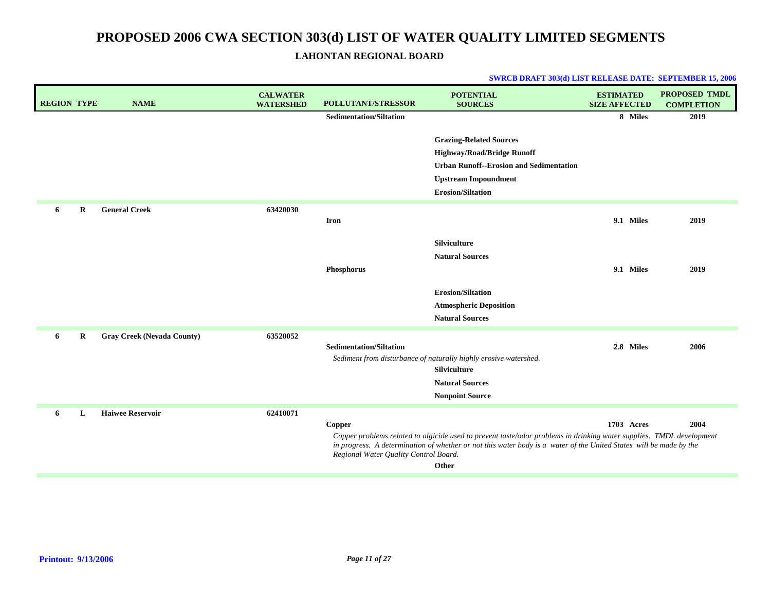# PROPOSED 2006 CWA SECTION 303(d) LIST OF WATER QUALITY LIMITED SEGMENTS

## LAHONTAN REGIONAL BOARD

**SWRCB DRAFT 303(d) LIST RELEASE DATE: SEPTEMBER 15, 2006**

| REGION | TYPE | NAME | CALWATER WATERSHED | POLLUTANT/STRESSOR | POTENTIAL SOURCES | ESTIMATED SIZE AFFECTED | PROPOSED TMDL COMPLETION |
|---|---|---|---|---|---|---|---|
| | | | | **Sedimentation/Siltation** | | **8 Miles** | **2019** |
| | | | | | **Grazing-Related Sources** | | |
| | | | | | **Highway/Road/Bridge Runoff** | | |
| | | | | | **Urban Runoff--Erosion and Sedimentation** | | |
| | | | | | **Upstream Impoundment** | | |
| | | | | | **Erosion/Siltation** | | |
| **6** | **R** | **General Creek** | **63420030** | | | | |
| | | | | **Iron** | | **9.1 Miles** | **2019** |
| | | | | | **Silviculture** | | |
| | | | | | **Natural Sources** | | |
| | | | | **Phosphorus** | | **9.1 Miles** | **2019** |
| | | | | | **Erosion/Siltation** | | |
| | | | | | **Atmospheric Deposition** | | |
| | | | | | **Natural Sources** | | |
| **6** | **R** | **Gray Creek (Nevada County)** | **63520052** | | | | |
| | | | | **Sedimentation/Siltation** | | **2.8 Miles** | **2006** |
| | | | | *Sediment from disturbance of naturally highly erosive watershed.* | | | |
| | | | | | **Silviculture** | | |
| | | | | | **Natural Sources** | | |
| | | | | | **Nonpoint Source** | | |
| **6** | **L** | **Haiwee Reservoir** | **62410071** | | | | |
| | | | | **Copper** | | **1703 Acres** | **2004** |
| | | | | *Copper problems related to algicide used to prevent taste/odor problems in drinking water supplies. TMDL development in progress. A determination of whether or not this water body is a water of the United States will be made by the Regional Water Quality Control Board.* | | | |
| | | | | | **Other** | | |

**Printout: 9/13/2006**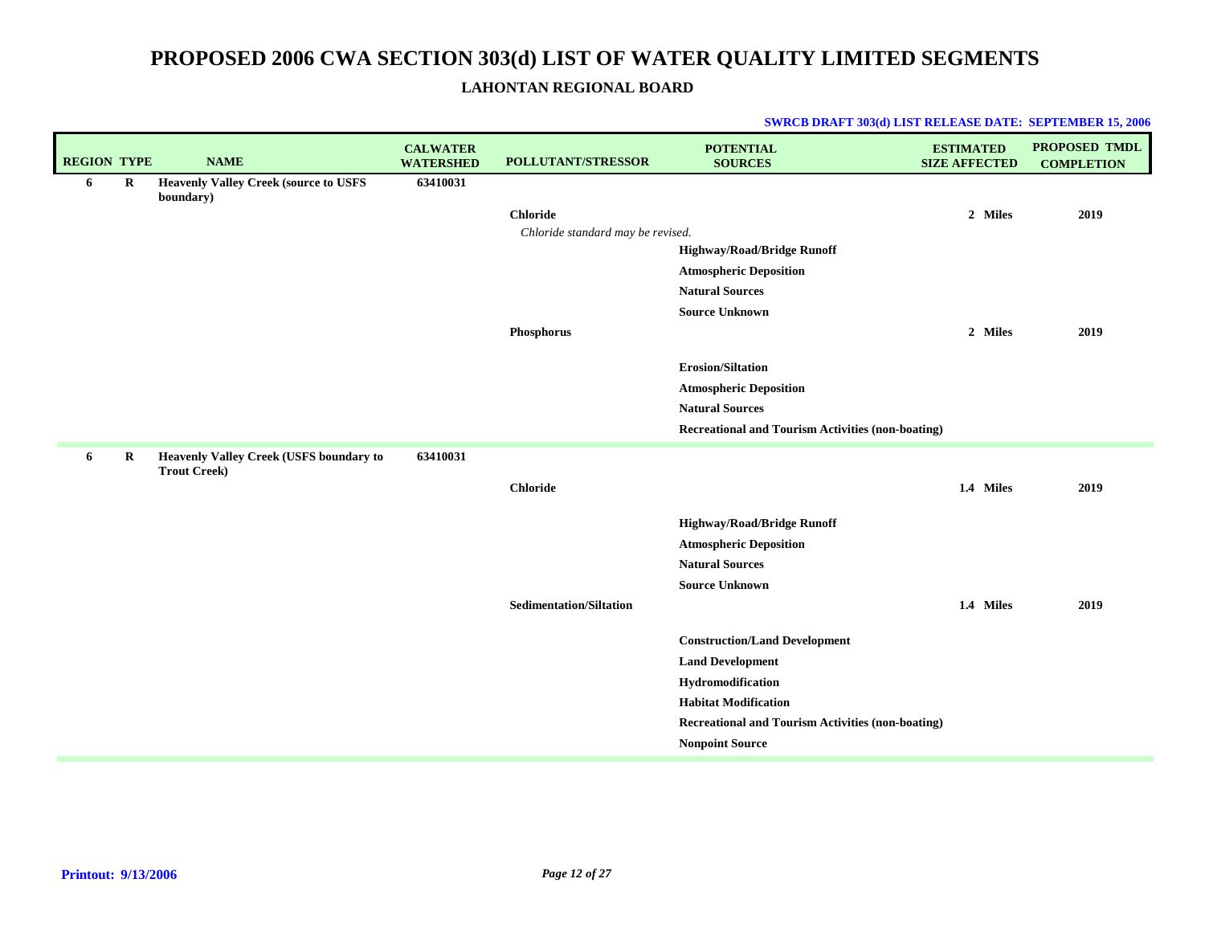# PROPOSED 2006 CWA SECTION 303(d) LIST OF WATER QUALITY LIMITED SEGMENTS

## LAHONTAN REGIONAL BOARD

**SWRCB DRAFT 303(d) LIST RELEASE DATE: SEPTEMBER 15, 2006**

| REGION | TYPE | NAME | CALWATER WATERSHED | POLLUTANT/STRESSOR | POTENTIAL SOURCES | ESTIMATED SIZE AFFECTED | PROPOSED TMDL COMPLETION |
|---|---|---|---|---|---|---|---|
| 6 | R | **Heavenly Valley Creek (source to USFS boundary)** | 63410031 | | | | |
| | | | | **Chloride** | | 2 Miles | 2019 |
| | | | | *Chloride standard may be revised.* | | | |
| | | | | | Highway/Road/Bridge Runoff | | |
| | | | | | Atmospheric Deposition | | |
| | | | | | Natural Sources | | |
| | | | | | Source Unknown | | |
| | | | | **Phosphorus** | | 2 Miles | 2019 |
| | | | | | Erosion/Siltation | | |
| | | | | | Atmospheric Deposition | | |
| | | | | | Natural Sources | | |
| | | | | | Recreational and Tourism Activities (non-boating) | | |
| 6 | R | **Heavenly Valley Creek (USFS boundary to Trout Creek)** | 63410031 | | | | |
| | | | | **Chloride** | | 1.4 Miles | 2019 |
| | | | | | Highway/Road/Bridge Runoff | | |
| | | | | | Atmospheric Deposition | | |
| | | | | | Natural Sources | | |
| | | | | | Source Unknown | | |
| | | | | **Sedimentation/Siltation** | | 1.4 Miles | 2019 |
| | | | | | Construction/Land Development | | |
| | | | | | Land Development | | |
| | | | | | Hydromodification | | |
| | | | | | Habitat Modification | | |
| | | | | | Recreational and Tourism Activities (non-boating) | | |
| | | | | | Nonpoint Source | | |

**Printout: 9/13/2006**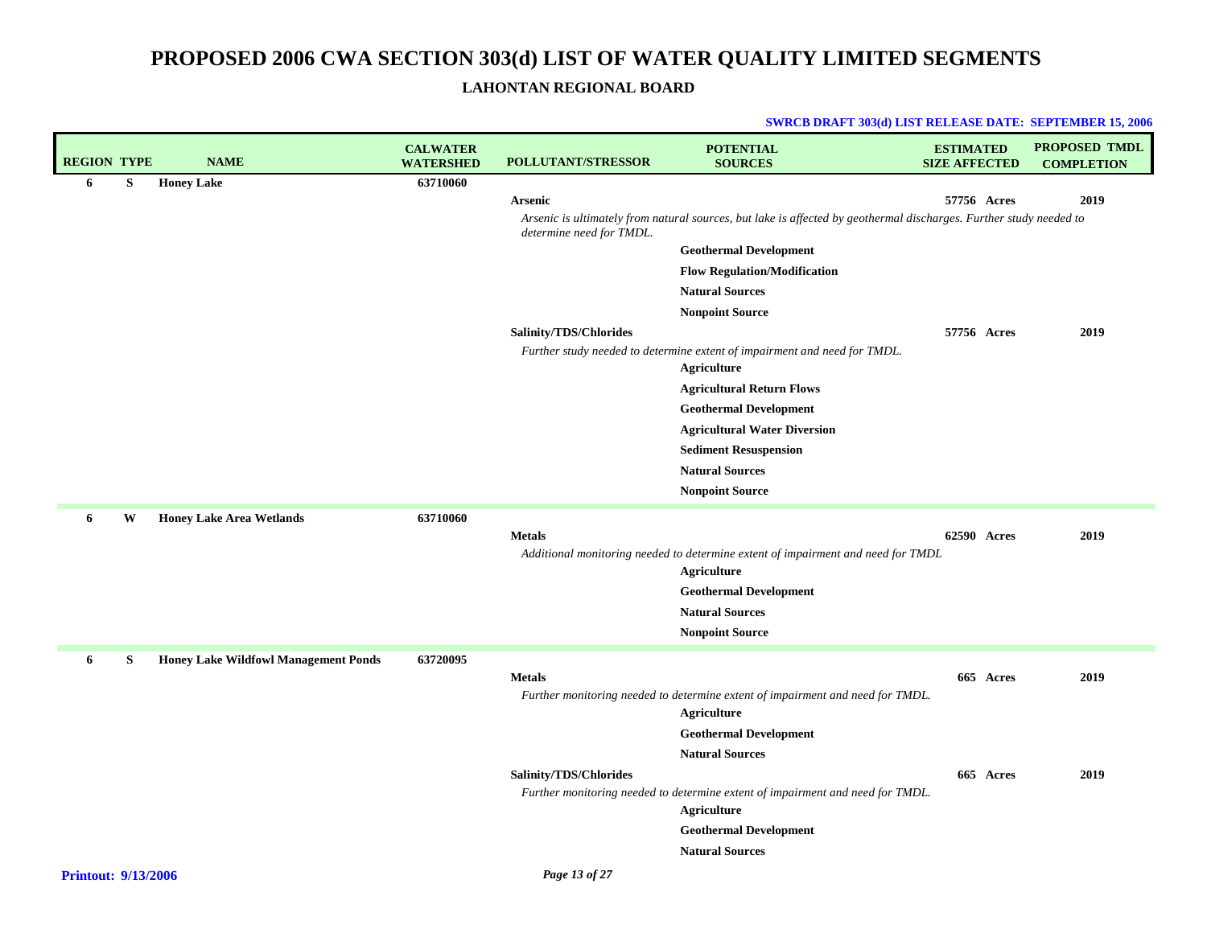# PROPOSED 2006 CWA SECTION 303(d) LIST OF WATER QUALITY LIMITED SEGMENTS

**LAHONTAN REGIONAL BOARD**

**SWRCB DRAFT 303(d) LIST RELEASE DATE: SEPTEMBER 15, 2006**

| REGION | TYPE | NAME | CALWATER WATERSHED | POLLUTANT/STRESSOR | POTENTIAL SOURCES | ESTIMATED SIZE AFFECTED | PROPOSED TMDL COMPLETION |
|---|---|---|---|---|---|---|---|
| 6 | S | Honey Lake | 63710060 | | | | |
| | | | | Arsenic | | 57756 Acres | 2019 |
| | | | | *Arsenic is ultimately from natural sources, but lake is affected by geothermal discharges. Further study needed to determine need for TMDL.* | | | |
| | | | | | Geothermal Development | | |
| | | | | | Flow Regulation/Modification | | |
| | | | | | Natural Sources | | |
| | | | | | Nonpoint Source | | |
| | | | | Salinity/TDS/Chlorides | | 57756 Acres | 2019 |
| | | | | *Further study needed to determine extent of impairment and need for TMDL.* | | | |
| | | | | | Agriculture | | |
| | | | | | Agricultural Return Flows | | |
| | | | | | Geothermal Development | | |
| | | | | | Agricultural Water Diversion | | |
| | | | | | Sediment Resuspension | | |
| | | | | | Natural Sources | | |
| | | | | | Nonpoint Source | | |
| 6 | W | Honey Lake Area Wetlands | 63710060 | | | | |
| | | | | Metals | | 62590 Acres | 2019 |
| | | | | *Additional monitoring needed to determine extent of impairment and need for TMDL* | | | |
| | | | | | Agriculture | | |
| | | | | | Geothermal Development | | |
| | | | | | Natural Sources | | |
| | | | | | Nonpoint Source | | |
| 6 | S | Honey Lake Wildfowl Management Ponds | 63720095 | | | | |
| | | | | Metals | | 665 Acres | 2019 |
| | | | | *Further monitoring needed to determine extent of impairment and need for TMDL.* | | | |
| | | | | | Agriculture | | |
| | | | | | Geothermal Development | | |
| | | | | | Natural Sources | | |
| | | | | Salinity/TDS/Chlorides | | 665 Acres | 2019 |
| | | | | *Further monitoring needed to determine extent of impairment and need for TMDL.* | | | |
| | | | | | Agriculture | | |
| | | | | | Geothermal Development | | |
| | | | | | Natural Sources | | |

**Printout: 9/13/2006**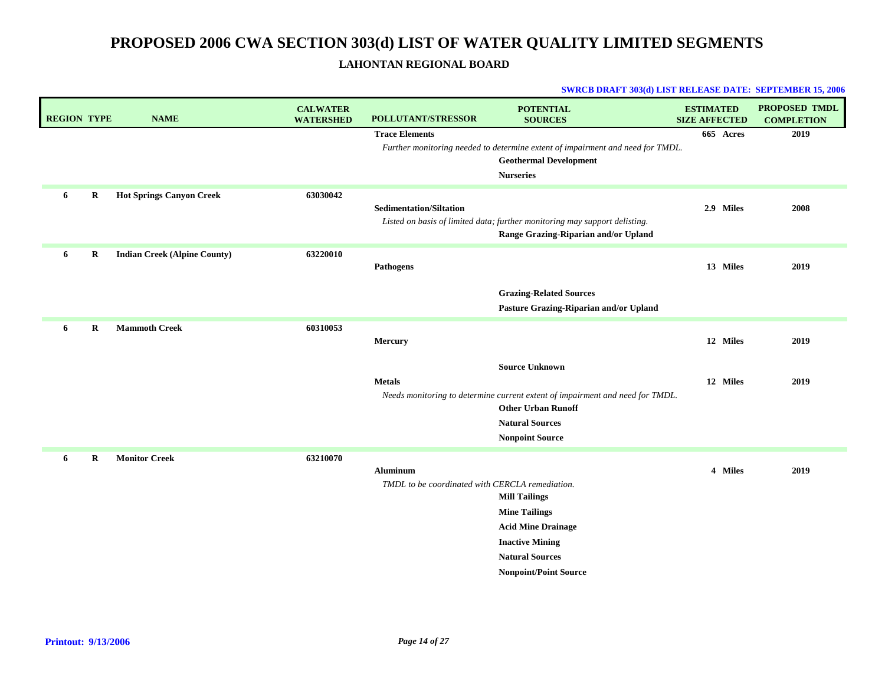# PROPOSED 2006 CWA SECTION 303(d) LIST OF WATER QUALITY LIMITED SEGMENTS

## LAHONTAN REGIONAL BOARD

**SWRCB DRAFT 303(d) LIST RELEASE DATE: SEPTEMBER 15, 2006**

| REGION | TYPE | NAME | CALWATER WATERSHED | POLLUTANT/STRESSOR | POTENTIAL SOURCES | ESTIMATED SIZE AFFECTED | PROPOSED TMDL COMPLETION |
|---|---|---|---|---|---|---|---|
| | | | | **Trace Elements** | | 665 Acres | 2019 |
| | | | | *Further monitoring needed to determine extent of impairment and need for TMDL.* | | | |
| | | | | | Geothermal Development | | |
| | | | | | Nurseries | | |
| 6 | R | Hot Springs Canyon Creek | 63030042 | | | | |
| | | | | **Sedimentation/Siltation** | | 2.9 Miles | 2008 |
| | | | | *Listed on basis of limited data; further monitoring may support delisting.* | | | |
| | | | | | Range Grazing-Riparian and/or Upland | | |
| 6 | R | Indian Creek (Alpine County) | 63220010 | | | | |
| | | | | **Pathogens** | | 13 Miles | 2019 |
| | | | | | Grazing-Related Sources | | |
| | | | | | Pasture Grazing-Riparian and/or Upland | | |
| 6 | R | Mammoth Creek | 60310053 | | | | |
| | | | | **Mercury** | | 12 Miles | 2019 |
| | | | | | Source Unknown | | |
| | | | | **Metals** | | 12 Miles | 2019 |
| | | | | *Needs monitoring to determine current extent of impairment and need for TMDL.* | | | |
| | | | | | Other Urban Runoff | | |
| | | | | | Natural Sources | | |
| | | | | | Nonpoint Source | | |
| 6 | R | Monitor Creek | 63210070 | | | | |
| | | | | **Aluminum** | | 4 Miles | 2019 |
| | | | | *TMDL to be coordinated with CERCLA remediation.* | | | |
| | | | | | Mill Tailings | | |
| | | | | | Mine Tailings | | |
| | | | | | Acid Mine Drainage | | |
| | | | | | Inactive Mining | | |
| | | | | | Natural Sources | | |
| | | | | | Nonpoint/Point Source | | |

**Printout: 9/13/2006**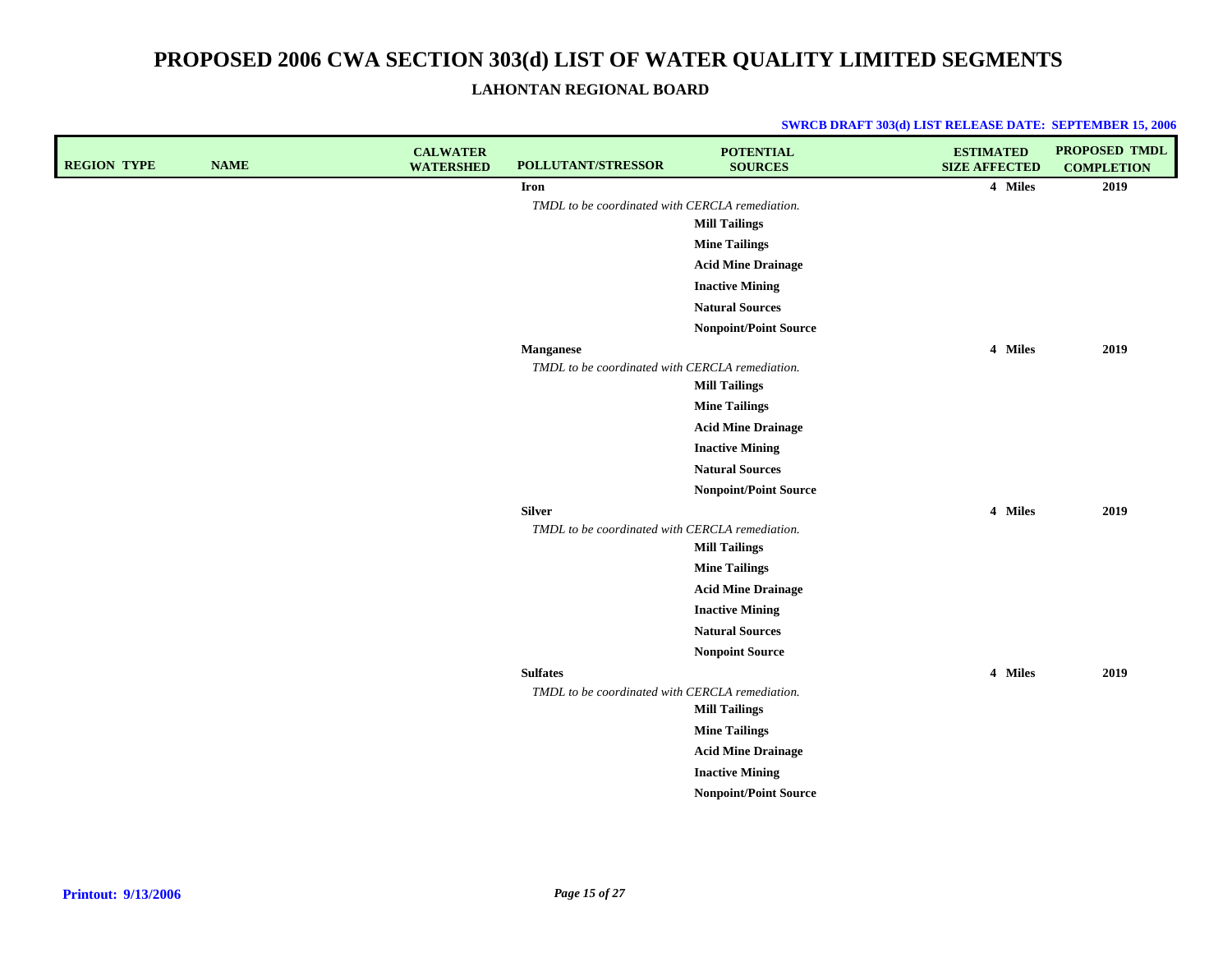# PROPOSED 2006 CWA SECTION 303(d) LIST OF WATER QUALITY LIMITED SEGMENTS

## LAHONTAN REGIONAL BOARD

**SWRCB DRAFT 303(d) LIST RELEASE DATE: SEPTEMBER 15, 2006**

| REGION | TYPE | NAME | CALWATER WATERSHED | POLLUTANT/STRESSOR | POTENTIAL SOURCES | ESTIMATED SIZE AFFECTED | PROPOSED TMDL COMPLETION |
|---|---|---|---|---|---|---|---|
| | | | | **Iron** | | **4 Miles** | **2019** |
| | | | | *TMDL to be coordinated with CERCLA remediation.* | | | |
| | | | | | **Mill Tailings** | | |
| | | | | | **Mine Tailings** | | |
| | | | | | **Acid Mine Drainage** | | |
| | | | | | **Inactive Mining** | | |
| | | | | | **Natural Sources** | | |
| | | | | | **Nonpoint/Point Source** | | |
| | | | | **Manganese** | | **4 Miles** | **2019** |
| | | | | *TMDL to be coordinated with CERCLA remediation.* | | | |
| | | | | | **Mill Tailings** | | |
| | | | | | **Mine Tailings** | | |
| | | | | | **Acid Mine Drainage** | | |
| | | | | | **Inactive Mining** | | |
| | | | | | **Natural Sources** | | |
| | | | | | **Nonpoint/Point Source** | | |
| | | | | **Silver** | | **4 Miles** | **2019** |
| | | | | *TMDL to be coordinated with CERCLA remediation.* | | | |
| | | | | | **Mill Tailings** | | |
| | | | | | **Mine Tailings** | | |
| | | | | | **Acid Mine Drainage** | | |
| | | | | | **Inactive Mining** | | |
| | | | | | **Natural Sources** | | |
| | | | | | **Nonpoint Source** | | |
| | | | | **Sulfates** | | **4 Miles** | **2019** |
| | | | | *TMDL to be coordinated with CERCLA remediation.* | | | |
| | | | | | **Mill Tailings** | | |
| | | | | | **Mine Tailings** | | |
| | | | | | **Acid Mine Drainage** | | |
| | | | | | **Inactive Mining** | | |
| | | | | | **Nonpoint/Point Source** | | |

**Printout: 9/13/2006**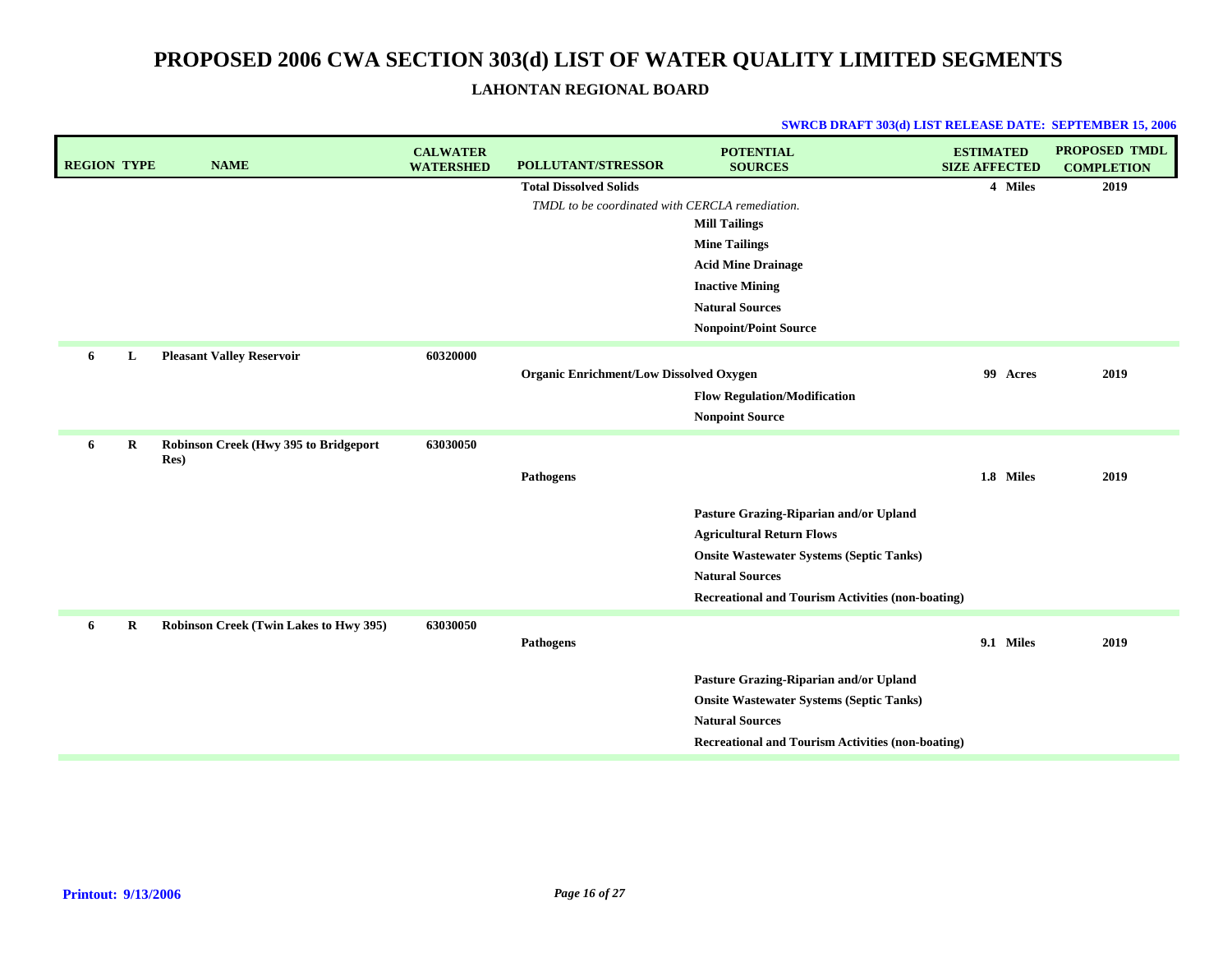# PROPOSED 2006 CWA SECTION 303(d) LIST OF WATER QUALITY LIMITED SEGMENTS

## LAHONTAN REGIONAL BOARD

**SWRCB DRAFT 303(d) LIST RELEASE DATE: SEPTEMBER 15, 2006**

| REGION | TYPE | NAME | CALWATER WATERSHED | POLLUTANT/STRESSOR | POTENTIAL SOURCES | ESTIMATED SIZE AFFECTED | PROPOSED TMDL COMPLETION |
|---|---|---|---|---|---|---|---|
| | | | | **Total Dissolved Solids** | | **4 Miles** | **2019** |
| | | | | *TMDL to be coordinated with CERCLA remediation.* | | | |
| | | | | | **Mill Tailings** | | |
| | | | | | **Mine Tailings** | | |
| | | | | | **Acid Mine Drainage** | | |
| | | | | | **Inactive Mining** | | |
| | | | | | **Natural Sources** | | |
| | | | | | **Nonpoint/Point Source** | | |
| **6** | **L** | **Pleasant Valley Reservoir** | **60320000** | | | | |
| | | | | **Organic Enrichment/Low Dissolved Oxygen** | | **99 Acres** | **2019** |
| | | | | | **Flow Regulation/Modification** | | |
| | | | | | **Nonpoint Source** | | |
| **6** | **R** | **Robinson Creek (Hwy 395 to Bridgeport Res)** | **63030050** | | | | |
| | | | | **Pathogens** | | **1.8 Miles** | **2019** |
| | | | | | **Pasture Grazing-Riparian and/or Upland** | | |
| | | | | | **Agricultural Return Flows** | | |
| | | | | | **Onsite Wastewater Systems (Septic Tanks)** | | |
| | | | | | **Natural Sources** | | |
| | | | | | **Recreational and Tourism Activities (non-boating)** | | |
| **6** | **R** | **Robinson Creek (Twin Lakes to Hwy 395)** | **63030050** | | | | |
| | | | | **Pathogens** | | **9.1 Miles** | **2019** |
| | | | | | **Pasture Grazing-Riparian and/or Upland** | | |
| | | | | | **Onsite Wastewater Systems (Septic Tanks)** | | |
| | | | | | **Natural Sources** | | |
| | | | | | **Recreational and Tourism Activities (non-boating)** | | |

**Printout: 9/13/2006**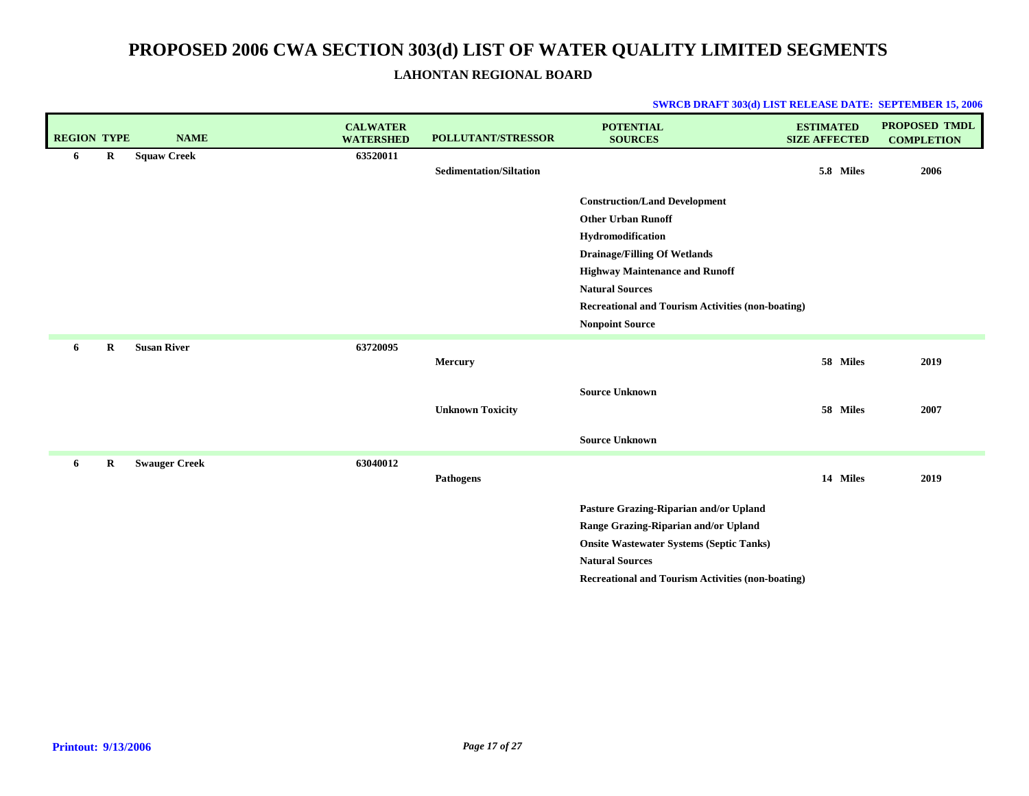# PROPOSED 2006 CWA SECTION 303(d) LIST OF WATER QUALITY LIMITED SEGMENTS

## LAHONTAN REGIONAL BOARD

**SWRCB DRAFT 303(d) LIST RELEASE DATE: SEPTEMBER 15, 2006**

| REGION | TYPE | NAME | CALWATER WATERSHED | POLLUTANT/STRESSOR | POTENTIAL SOURCES | ESTIMATED SIZE AFFECTED | PROPOSED TMDL COMPLETION |
|---|---|---|---|---|---|---|---|
| 6 | R | Squaw Creek | 63520011 | | | | |
| | | | | Sedimentation/Siltation | | 5.8 Miles | 2006 |
| | | | | | Construction/Land Development | | |
| | | | | | Other Urban Runoff | | |
| | | | | | Hydromodification | | |
| | | | | | Drainage/Filling Of Wetlands | | |
| | | | | | Highway Maintenance and Runoff | | |
| | | | | | Natural Sources | | |
| | | | | | Recreational and Tourism Activities (non-boating) | | |
| | | | | | Nonpoint Source | | |
| 6 | R | Susan River | 63720095 | | | | |
| | | | | Mercury | | 58 Miles | 2019 |
| | | | | | Source Unknown | | |
| | | | | Unknown Toxicity | | 58 Miles | 2007 |
| | | | | | Source Unknown | | |
| 6 | R | Swauger Creek | 63040012 | | | | |
| | | | | Pathogens | | 14 Miles | 2019 |
| | | | | | Pasture Grazing-Riparian and/or Upland | | |
| | | | | | Range Grazing-Riparian and/or Upland | | |
| | | | | | Onsite Wastewater Systems (Septic Tanks) | | |
| | | | | | Natural Sources | | |
| | | | | | Recreational and Tourism Activities (non-boating) | | |

Printout: 9/13/2006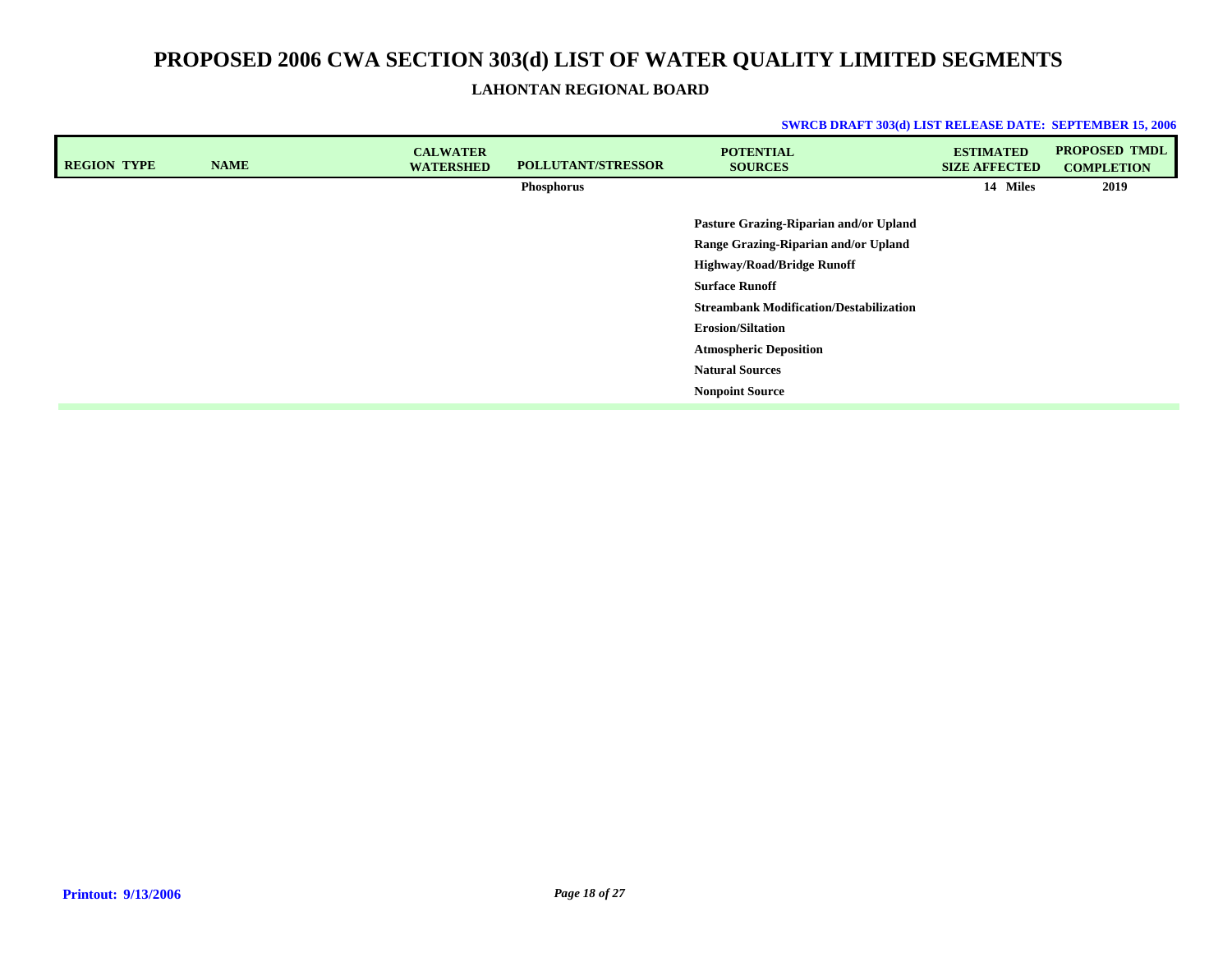# PROPOSED 2006 CWA SECTION 303(d) LIST OF WATER QUALITY LIMITED SEGMENTS

## LAHONTAN REGIONAL BOARD

**SWRCB DRAFT 303(d) LIST RELEASE DATE: SEPTEMBER 15, 2006**

| REGION | TYPE | NAME | CALWATER WATERSHED | POLLUTANT/STRESSOR | POTENTIAL SOURCES | ESTIMATED SIZE AFFECTED | PROPOSED TMDL COMPLETION |
|---|---|---|---|---|---|---|---|
| | | | | Phosphorus | | 14 Miles | 2019 |
| | | | | | Pasture Grazing-Riparian and/or Upland | | |
| | | | | | Range Grazing-Riparian and/or Upland | | |
| | | | | | Highway/Road/Bridge Runoff | | |
| | | | | | Surface Runoff | | |
| | | | | | Streambank Modification/Destabilization | | |
| | | | | | Erosion/Siltation | | |
| | | | | | Atmospheric Deposition | | |
| | | | | | Natural Sources | | |
| | | | | | Nonpoint Source | | |

**Printout: 9/13/2006**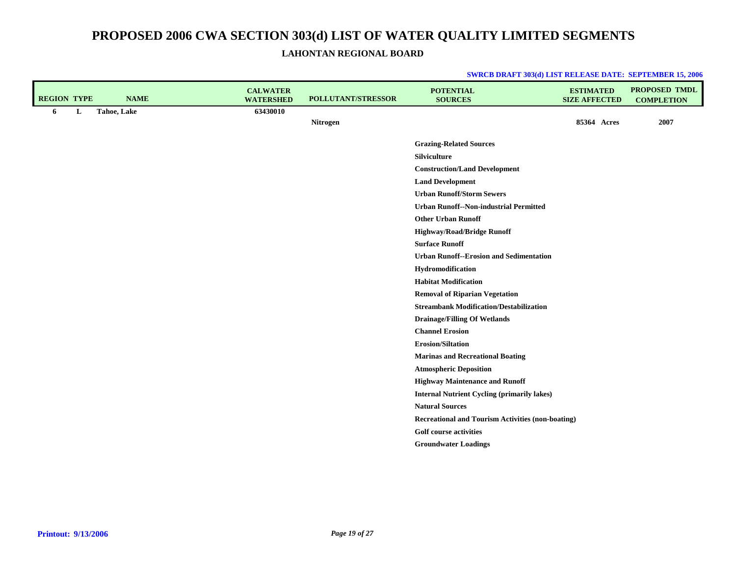# PROPOSED 2006 CWA SECTION 303(d) LIST OF WATER QUALITY LIMITED SEGMENTS

## LAHONTAN REGIONAL BOARD

**SWRCB DRAFT 303(d) LIST RELEASE DATE: SEPTEMBER 15, 2006**

| REGION | TYPE | NAME | CALWATER WATERSHED | POLLUTANT/STRESSOR | POTENTIAL SOURCES | ESTIMATED SIZE AFFECTED | PROPOSED TMDL COMPLETION |
|---|---|---|---|---|---|---|---|
| 6 | L | Tahoe, Lake | 63430010 | | | | |
| | | | | Nitrogen | | 85364 Acres | 2007 |
| | | | | | Grazing-Related Sources | | |
| | | | | | Silviculture | | |
| | | | | | Construction/Land Development | | |
| | | | | | Land Development | | |
| | | | | | Urban Runoff/Storm Sewers | | |
| | | | | | Urban Runoff--Non-industrial Permitted | | |
| | | | | | Other Urban Runoff | | |
| | | | | | Highway/Road/Bridge Runoff | | |
| | | | | | Surface Runoff | | |
| | | | | | Urban Runoff--Erosion and Sedimentation | | |
| | | | | | Hydromodification | | |
| | | | | | Habitat Modification | | |
| | | | | | Removal of Riparian Vegetation | | |
| | | | | | Streambank Modification/Destabilization | | |
| | | | | | Drainage/Filling Of Wetlands | | |
| | | | | | Channel Erosion | | |
| | | | | | Erosion/Siltation | | |
| | | | | | Marinas and Recreational Boating | | |
| | | | | | Atmospheric Deposition | | |
| | | | | | Highway Maintenance and Runoff | | |
| | | | | | Internal Nutrient Cycling (primarily lakes) | | |
| | | | | | Natural Sources | | |
| | | | | | Recreational and Tourism Activities (non-boating) | | |
| | | | | | Golf course activities | | |
| | | | | | Groundwater Loadings | | |

**Printout: 9/13/2006**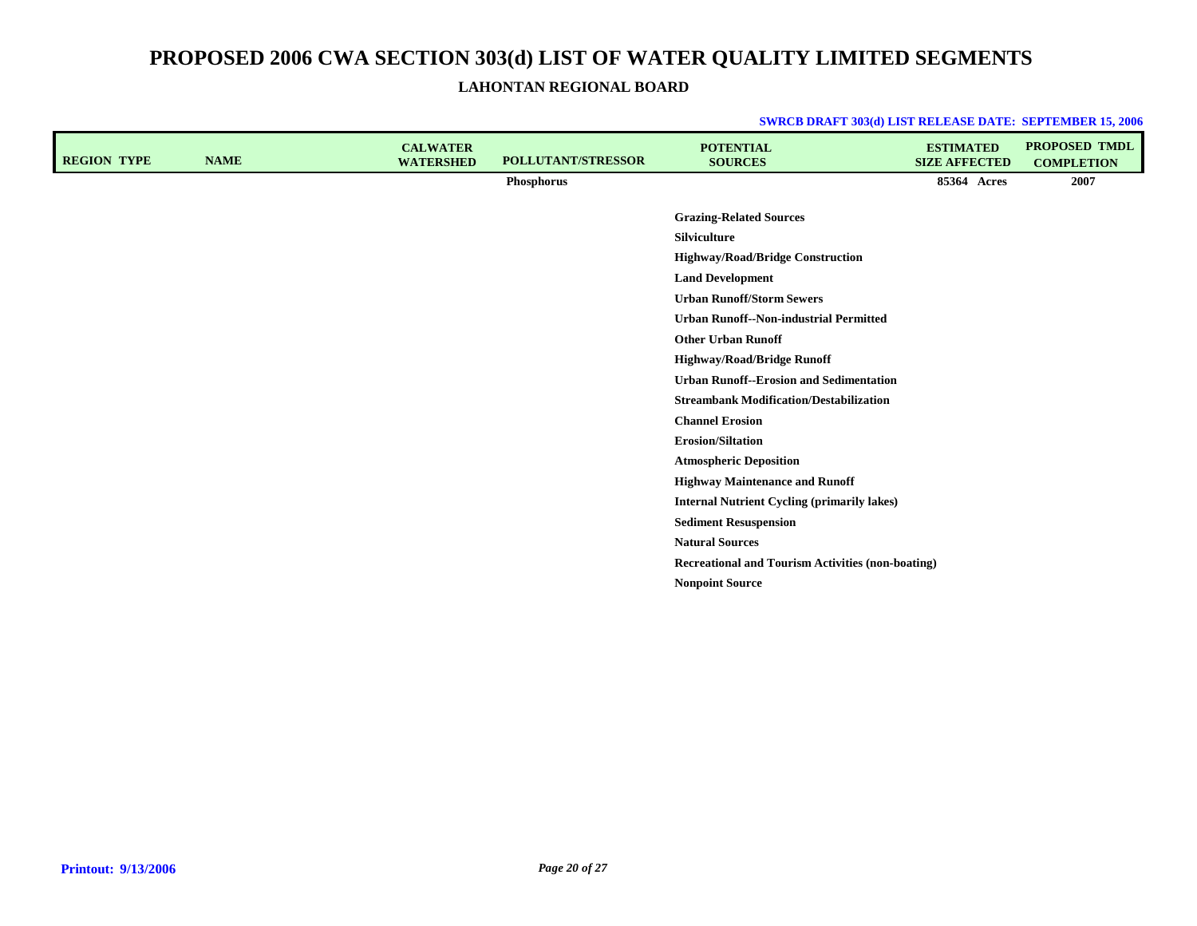# PROPOSED 2006 CWA SECTION 303(d) LIST OF WATER QUALITY LIMITED SEGMENTS

## LAHONTAN REGIONAL BOARD

**SWRCB DRAFT 303(d) LIST RELEASE DATE: SEPTEMBER 15, 2006**

| REGION | TYPE | NAME | CALWATER WATERSHED | POLLUTANT/STRESSOR | POTENTIAL SOURCES | ESTIMATED SIZE AFFECTED | PROPOSED TMDL COMPLETION |
|---|---|---|---|---|---|---|---|
| | | | | Phosphorus | | 85364 Acres | 2007 |
| | | | | | Grazing-Related Sources | | |
| | | | | | Silviculture | | |
| | | | | | Highway/Road/Bridge Construction | | |
| | | | | | Land Development | | |
| | | | | | Urban Runoff/Storm Sewers | | |
| | | | | | Urban Runoff--Non-industrial Permitted | | |
| | | | | | Other Urban Runoff | | |
| | | | | | Highway/Road/Bridge Runoff | | |
| | | | | | Urban Runoff--Erosion and Sedimentation | | |
| | | | | | Streambank Modification/Destabilization | | |
| | | | | | Channel Erosion | | |
| | | | | | Erosion/Siltation | | |
| | | | | | Atmospheric Deposition | | |
| | | | | | Highway Maintenance and Runoff | | |
| | | | | | Internal Nutrient Cycling (primarily lakes) | | |
| | | | | | Sediment Resuspension | | |
| | | | | | Natural Sources | | |
| | | | | | Recreational and Tourism Activities (non-boating) | | |
| | | | | | Nonpoint Source | | |

Printout: 9/13/2006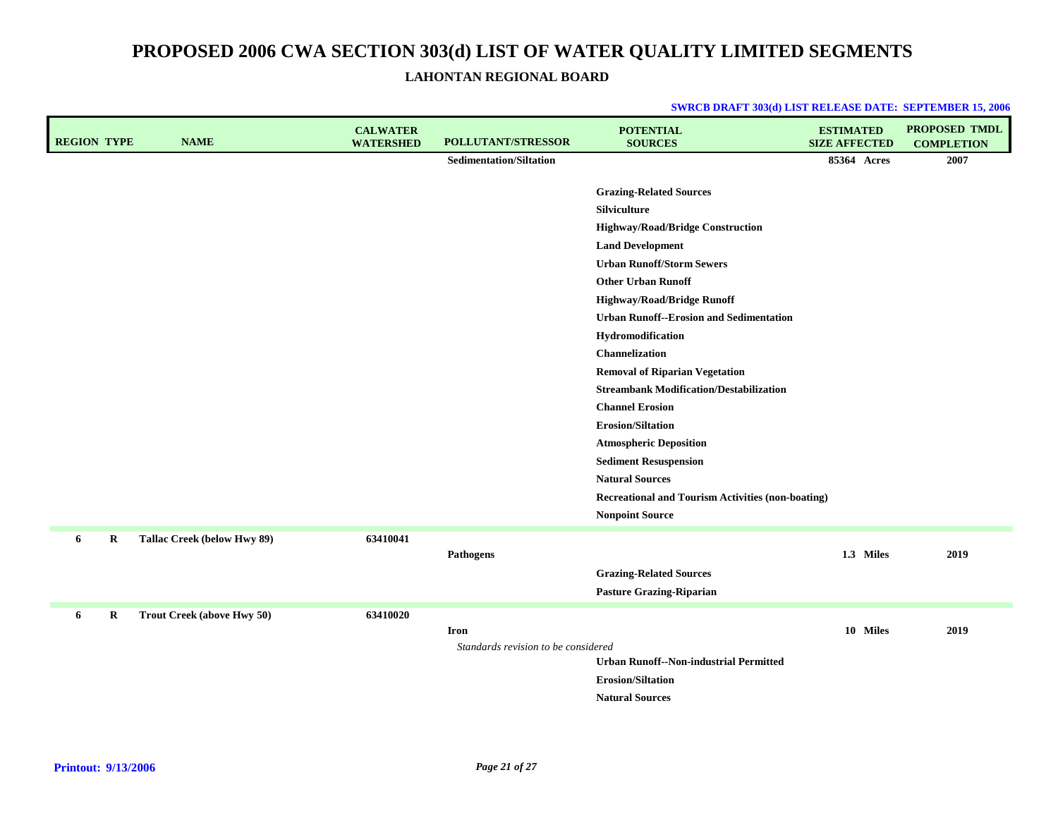# PROPOSED 2006 CWA SECTION 303(d) LIST OF WATER QUALITY LIMITED SEGMENTS

## LAHONTAN REGIONAL BOARD

**SWRCB DRAFT 303(d) LIST RELEASE DATE: SEPTEMBER 15, 2006**

| REGION | TYPE | NAME | CALWATER WATERSHED | POLLUTANT/STRESSOR | POTENTIAL SOURCES | ESTIMATED SIZE AFFECTED | PROPOSED TMDL COMPLETION |
|---|---|---|---|---|---|---|---|
| | | | | Sedimentation/Siltation | | 85364 Acres | 2007 |
| | | | | | Grazing-Related Sources | | |
| | | | | | Silviculture | | |
| | | | | | Highway/Road/Bridge Construction | | |
| | | | | | Land Development | | |
| | | | | | Urban Runoff/Storm Sewers | | |
| | | | | | Other Urban Runoff | | |
| | | | | | Highway/Road/Bridge Runoff | | |
| | | | | | Urban Runoff--Erosion and Sedimentation | | |
| | | | | | Hydromodification | | |
| | | | | | Channelization | | |
| | | | | | Removal of Riparian Vegetation | | |
| | | | | | Streambank Modification/Destabilization | | |
| | | | | | Channel Erosion | | |
| | | | | | Erosion/Siltation | | |
| | | | | | Atmospheric Deposition | | |
| | | | | | Sediment Resuspension | | |
| | | | | | Natural Sources | | |
| | | | | | Recreational and Tourism Activities (non-boating) | | |
| | | | | | Nonpoint Source | | |
| 6 | R | Tallac Creek (below Hwy 89) | 63410041 | | | | |
| | | | | Pathogens | | 1.3 Miles | 2019 |
| | | | | | Grazing-Related Sources | | |
| | | | | | Pasture Grazing-Riparian | | |
| 6 | R | Trout Creek (above Hwy 50) | 63410020 | | | | |
| | | | | Iron | | 10 Miles | 2019 |
| | | | | *Standards revision to be considered* | | | |
| | | | | | Urban Runoff--Non-industrial Permitted | | |
| | | | | | Erosion/Siltation | | |
| | | | | | Natural Sources | | |

**Printout: 9/13/2006**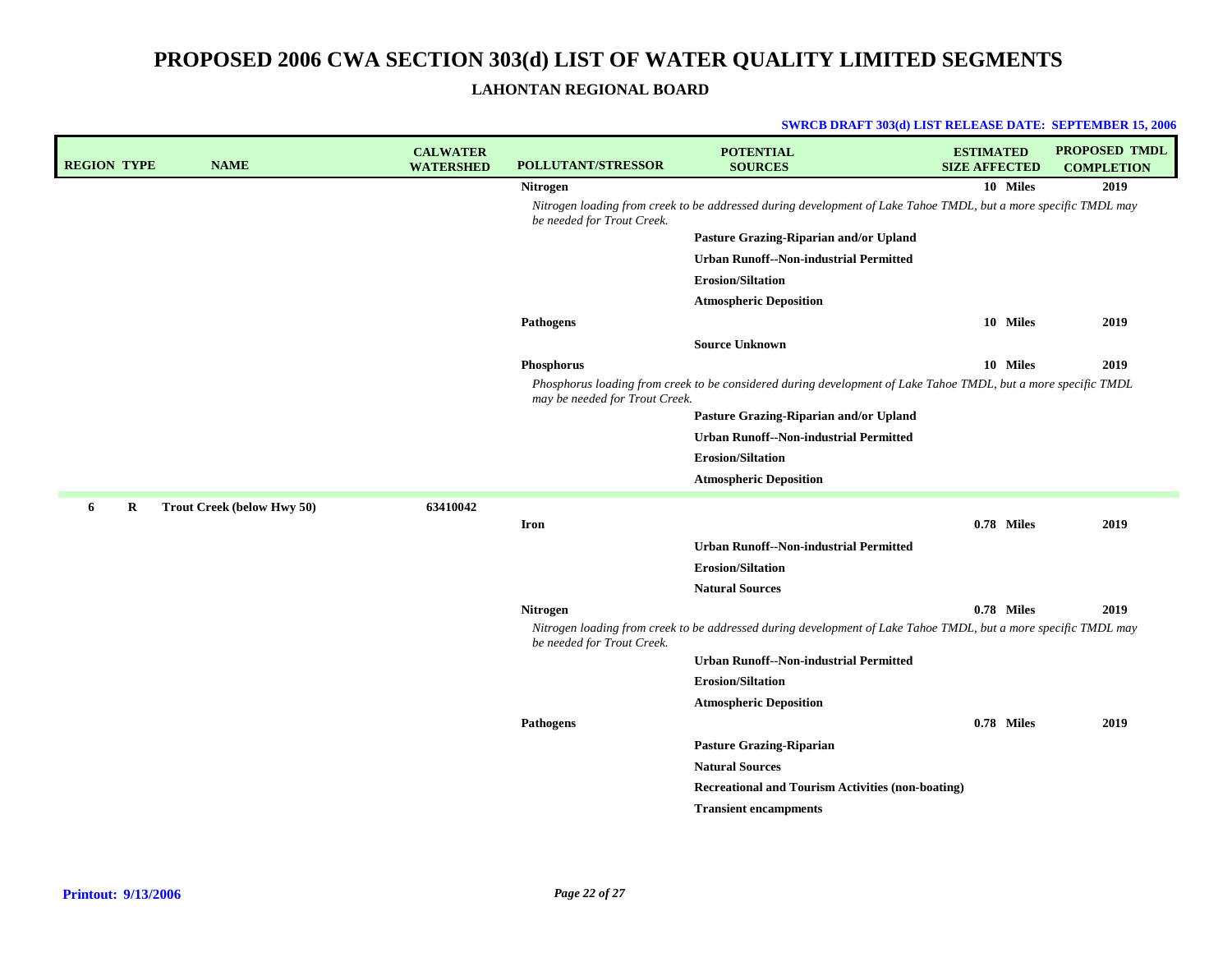# PROPOSED 2006 CWA SECTION 303(d) LIST OF WATER QUALITY LIMITED SEGMENTS

## LAHONTAN REGIONAL BOARD

**SWRCB DRAFT 303(d) LIST RELEASE DATE: SEPTEMBER 15, 2006**

| REGION | TYPE | NAME | CALWATER WATERSHED | POLLUTANT/STRESSOR | POTENTIAL SOURCES | ESTIMATED SIZE AFFECTED | PROPOSED TMDL COMPLETION |
|---|---|---|---|---|---|---|---|
| | | | | **Nitrogen** | | **10 Miles** | **2019** |
| | | | | *Nitrogen loading from creek to be addressed during development of Lake Tahoe TMDL, but a more specific TMDL may be needed for Trout Creek.* | | | |
| | | | | | **Pasture Grazing-Riparian and/or Upland** | | |
| | | | | | **Urban Runoff--Non-industrial Permitted** | | |
| | | | | | **Erosion/Siltation** | | |
| | | | | | **Atmospheric Deposition** | | |
| | | | | **Pathogens** | | **10 Miles** | **2019** |
| | | | | | **Source Unknown** | | |
| | | | | **Phosphorus** | | **10 Miles** | **2019** |
| | | | | *Phosphorus loading from creek to be considered during development of Lake Tahoe TMDL, but a more specific TMDL may be needed for Trout Creek.* | | | |
| | | | | | **Pasture Grazing-Riparian and/or Upland** | | |
| | | | | | **Urban Runoff--Non-industrial Permitted** | | |
| | | | | | **Erosion/Siltation** | | |
| | | | | | **Atmospheric Deposition** | | |
| **6** | **R** | **Trout Creek (below Hwy 50)** | **63410042** | | | | |
| | | | | **Iron** | | **0.78 Miles** | **2019** |
| | | | | | **Urban Runoff--Non-industrial Permitted** | | |
| | | | | | **Erosion/Siltation** | | |
| | | | | | **Natural Sources** | | |
| | | | | **Nitrogen** | | **0.78 Miles** | **2019** |
| | | | | *Nitrogen loading from creek to be addressed during development of Lake Tahoe TMDL, but a more specific TMDL may be needed for Trout Creek.* | | | |
| | | | | | **Urban Runoff--Non-industrial Permitted** | | |
| | | | | | **Erosion/Siltation** | | |
| | | | | | **Atmospheric Deposition** | | |
| | | | | **Pathogens** | | **0.78 Miles** | **2019** |
| | | | | | **Pasture Grazing-Riparian** | | |
| | | | | | **Natural Sources** | | |
| | | | | | **Recreational and Tourism Activities (non-boating)** | | |
| | | | | | **Transient encampments** | | |

**Printout: 9/13/2006**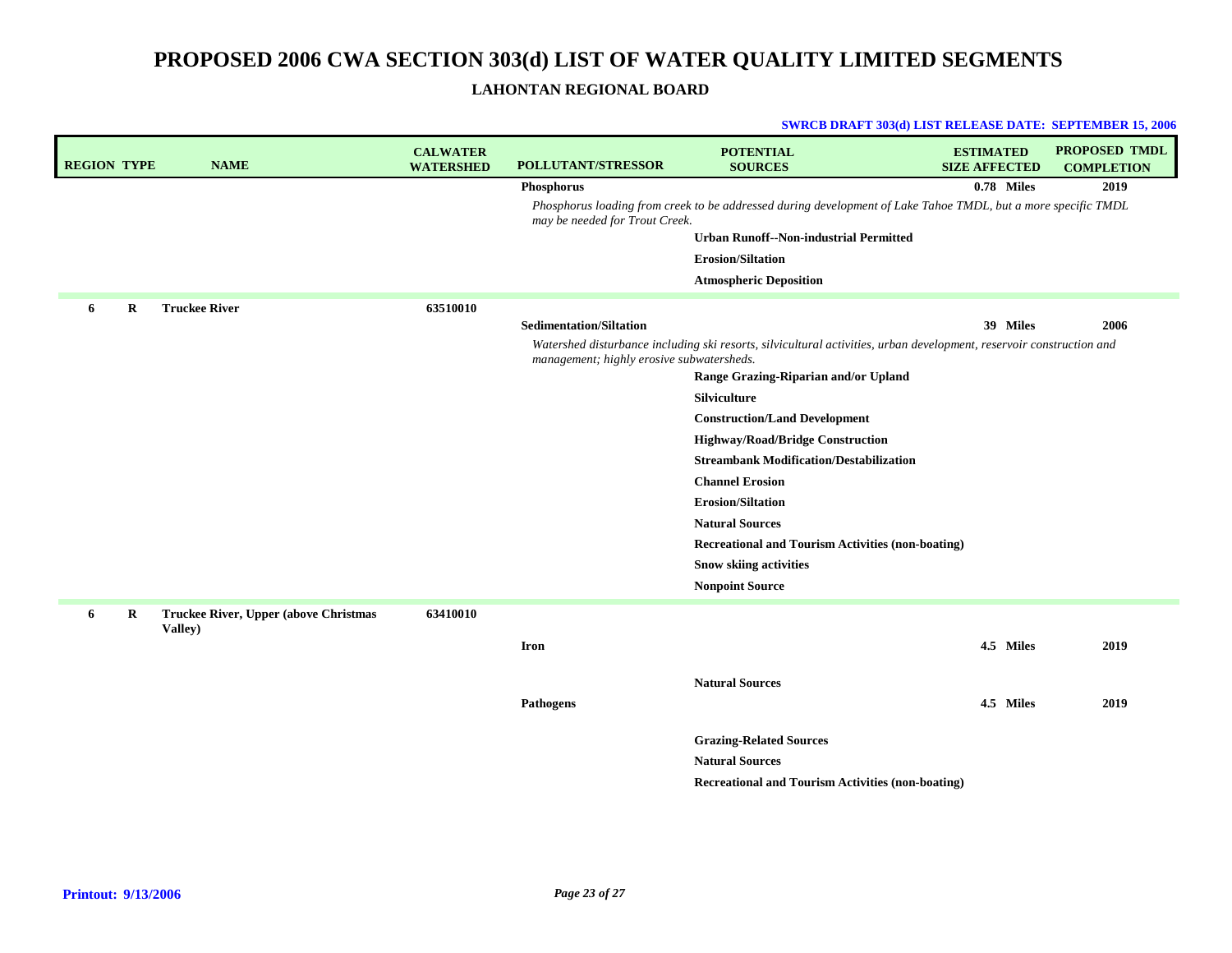# PROPOSED 2006 CWA SECTION 303(d) LIST OF WATER QUALITY LIMITED SEGMENTS

### LAHONTAN REGIONAL BOARD

**SWRCB DRAFT 303(d) LIST RELEASE DATE: SEPTEMBER 15, 2006**

| REGION | TYPE | NAME | CALWATER WATERSHED | POLLUTANT/STRESSOR | POTENTIAL SOURCES | ESTIMATED SIZE AFFECTED | PROPOSED TMDL COMPLETION |
|---|---|---|---|---|---|---|---|
| | | | | **Phosphorus** | | **0.78 Miles** | **2019** |
| | | | | *Phosphorus loading from creek to be addressed during development of Lake Tahoe TMDL, but a more specific TMDL may be needed for Trout Creek.* | | | |
| | | | | | **Urban Runoff--Non-industrial Permitted** | | |
| | | | | | **Erosion/Siltation** | | |
| | | | | | **Atmospheric Deposition** | | |
| **6** | **R** | **Truckee River** | **63510010** | | | | |
| | | | | **Sedimentation/Siltation** | | **39 Miles** | **2006** |
| | | | | *Watershed disturbance including ski resorts, silvicultural activities, urban development, reservoir construction and management; highly erosive subwatersheds.* | | | |
| | | | | | **Range Grazing-Riparian and/or Upland** | | |
| | | | | | **Silviculture** | | |
| | | | | | **Construction/Land Development** | | |
| | | | | | **Highway/Road/Bridge Construction** | | |
| | | | | | **Streambank Modification/Destabilization** | | |
| | | | | | **Channel Erosion** | | |
| | | | | | **Erosion/Siltation** | | |
| | | | | | **Natural Sources** | | |
| | | | | | **Recreational and Tourism Activities (non-boating)** | | |
| | | | | | **Snow skiing activities** | | |
| | | | | | **Nonpoint Source** | | |
| **6** | **R** | **Truckee River, Upper (above Christmas Valley)** | **63410010** | | | | |
| | | | | **Iron** | | **4.5 Miles** | **2019** |
| | | | | | **Natural Sources** | | |
| | | | | **Pathogens** | | **4.5 Miles** | **2019** |
| | | | | | **Grazing-Related Sources** | | |
| | | | | | **Natural Sources** | | |
| | | | | | **Recreational and Tourism Activities (non-boating)** | | |

**Printout: 9/13/2006**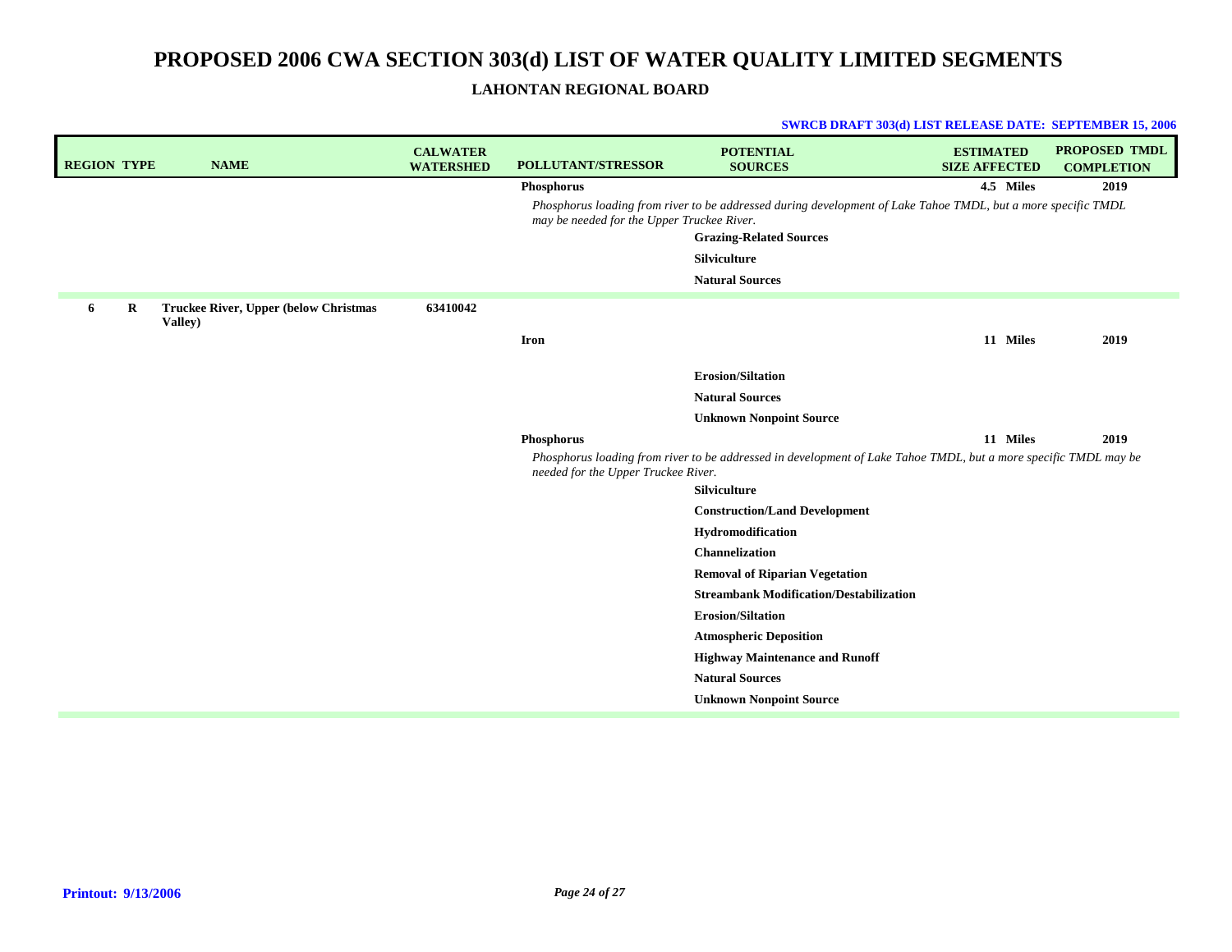# PROPOSED 2006 CWA SECTION 303(d) LIST OF WATER QUALITY LIMITED SEGMENTS

## LAHONTAN REGIONAL BOARD

**SWRCB DRAFT 303(d) LIST RELEASE DATE: SEPTEMBER 15, 2006**

| REGION | TYPE | NAME | CALWATER WATERSHED | POLLUTANT/STRESSOR | POTENTIAL SOURCES | ESTIMATED SIZE AFFECTED | PROPOSED TMDL COMPLETION |
|---|---|---|---|---|---|---|---|
| | | | | **Phosphorus** | | **4.5 Miles** | **2019** |
| | | | | *Phosphorus loading from river to be addressed during development of Lake Tahoe TMDL, but a more specific TMDL may be needed for the Upper Truckee River.* | | | |
| | | | | | **Grazing-Related Sources** | | |
| | | | | | **Silviculture** | | |
| | | | | | **Natural Sources** | | |
| **6** | **R** | **Truckee River, Upper (below Christmas Valley)** | **63410042** | | | | |
| | | | | **Iron** | | **11 Miles** | **2019** |
| | | | | | **Erosion/Siltation** | | |
| | | | | | **Natural Sources** | | |
| | | | | | **Unknown Nonpoint Source** | | |
| | | | | **Phosphorus** | | **11 Miles** | **2019** |
| | | | | *Phosphorus loading from river to be addressed in development of Lake Tahoe TMDL, but a more specific TMDL may be needed for the Upper Truckee River.* | | | |
| | | | | | **Silviculture** | | |
| | | | | | **Construction/Land Development** | | |
| | | | | | **Hydromodification** | | |
| | | | | | **Channelization** | | |
| | | | | | **Removal of Riparian Vegetation** | | |
| | | | | | **Streambank Modification/Destabilization** | | |
| | | | | | **Erosion/Siltation** | | |
| | | | | | **Atmospheric Deposition** | | |
| | | | | | **Highway Maintenance and Runoff** | | |
| | | | | | **Natural Sources** | | |
| | | | | | **Unknown Nonpoint Source** | | |

**Printout: 9/13/2006**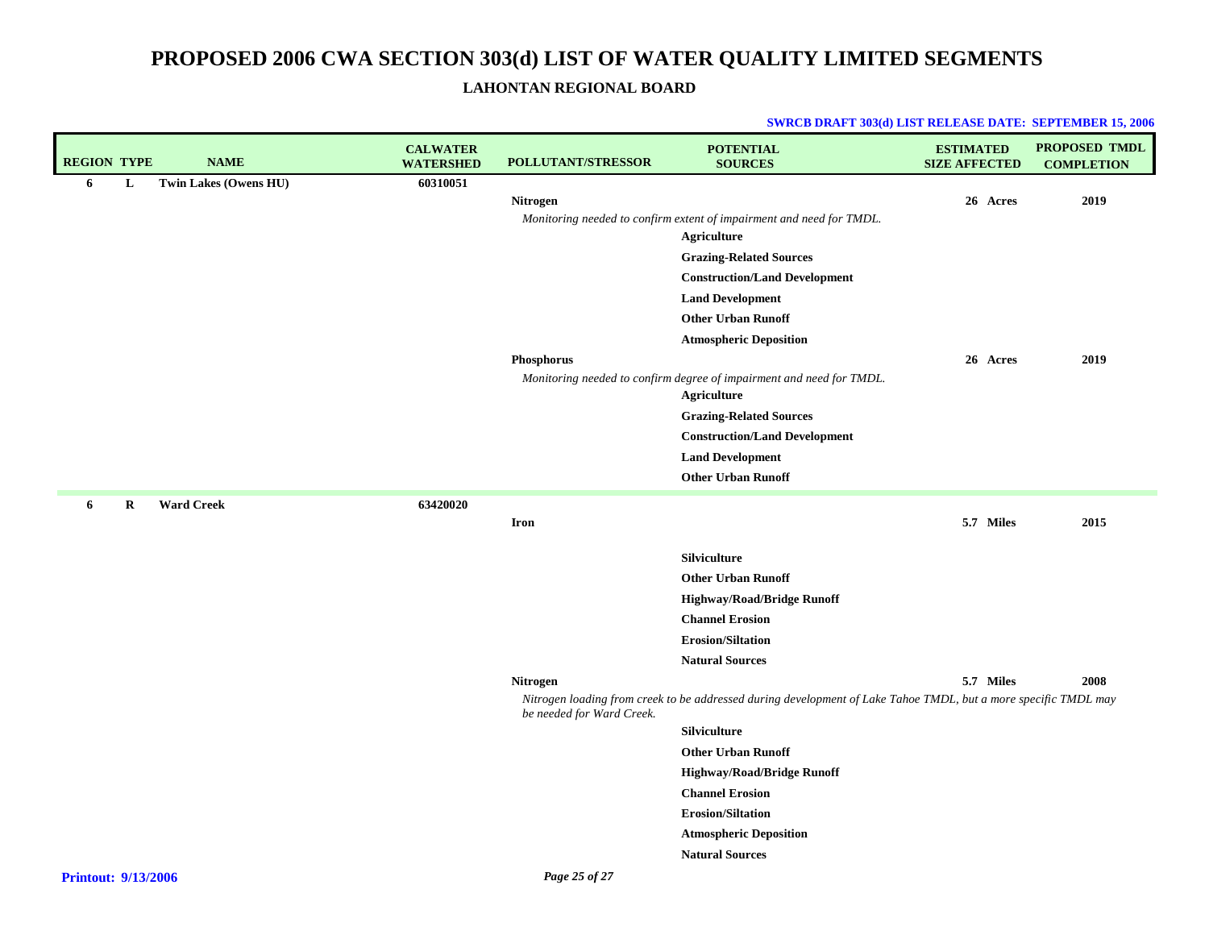# PROPOSED 2006 CWA SECTION 303(d) LIST OF WATER QUALITY LIMITED SEGMENTS

**LAHONTAN REGIONAL BOARD**

**SWRCB DRAFT 303(d) LIST RELEASE DATE: SEPTEMBER 15, 2006**

| REGION | TYPE | NAME | CALWATER WATERSHED | POLLUTANT/STRESSOR | POTENTIAL SOURCES | ESTIMATED SIZE AFFECTED | PROPOSED TMDL COMPLETION |
|---|---|---|---|---|---|---|---|
| 6 | L | Twin Lakes (Owens HU) | 60310051 | | | | |
| | | | | Nitrogen | | 26 Acres | 2019 |
| | | | | *Monitoring needed to confirm extent of impairment and need for TMDL.* | | | |
| | | | | | Agriculture | | |
| | | | | | Grazing-Related Sources | | |
| | | | | | Construction/Land Development | | |
| | | | | | Land Development | | |
| | | | | | Other Urban Runoff | | |
| | | | | | Atmospheric Deposition | | |
| | | | | Phosphorus | | 26 Acres | 2019 |
| | | | | *Monitoring needed to confirm degree of impairment and need for TMDL.* | | | |
| | | | | | Agriculture | | |
| | | | | | Grazing-Related Sources | | |
| | | | | | Construction/Land Development | | |
| | | | | | Land Development | | |
| | | | | | Other Urban Runoff | | |
| 6 | R | Ward Creek | 63420020 | | | | |
| | | | | Iron | | 5.7 Miles | 2015 |
| | | | | | Silviculture | | |
| | | | | | Other Urban Runoff | | |
| | | | | | Highway/Road/Bridge Runoff | | |
| | | | | | Channel Erosion | | |
| | | | | | Erosion/Siltation | | |
| | | | | | Natural Sources | | |
| | | | | Nitrogen | | 5.7 Miles | 2008 |
| | | | | *Nitrogen loading from creek to be addressed during development of Lake Tahoe TMDL, but a more specific TMDL may be needed for Ward Creek.* | | | |
| | | | | | Silviculture | | |
| | | | | | Other Urban Runoff | | |
| | | | | | Highway/Road/Bridge Runoff | | |
| | | | | | Channel Erosion | | |
| | | | | | Erosion/Siltation | | |
| | | | | | Atmospheric Deposition | | |
| | | | | | Natural Sources | | |

**Printout: 9/13/2006**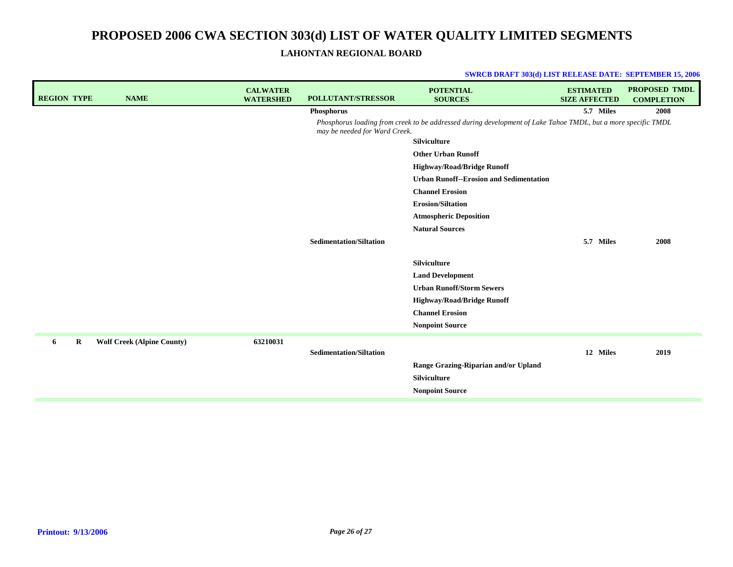# PROPOSED 2006 CWA SECTION 303(d) LIST OF WATER QUALITY LIMITED SEGMENTS

## LAHONTAN REGIONAL BOARD

**SWRCB DRAFT 303(d) LIST RELEASE DATE: SEPTEMBER 15, 2006**

| REGION | TYPE | NAME | CALWATER WATERSHED | POLLUTANT/STRESSOR | POTENTIAL SOURCES | ESTIMATED SIZE AFFECTED | PROPOSED TMDL COMPLETION |
|---|---|---|---|---|---|---|---|
| | | | | **Phosphorus** | | 5.7 Miles | 2008 |
| | | | | *Phosphorus loading from creek to be addressed during development of Lake Tahoe TMDL, but a more specific TMDL may be needed for Ward Creek.* | | | |
| | | | | | Silviculture | | |
| | | | | | Other Urban Runoff | | |
| | | | | | Highway/Road/Bridge Runoff | | |
| | | | | | Urban Runoff--Erosion and Sedimentation | | |
| | | | | | Channel Erosion | | |
| | | | | | Erosion/Siltation | | |
| | | | | | Atmospheric Deposition | | |
| | | | | | Natural Sources | | |
| | | | | **Sedimentation/Siltation** | | 5.7 Miles | 2008 |
| | | | | | Silviculture | | |
| | | | | | Land Development | | |
| | | | | | Urban Runoff/Storm Sewers | | |
| | | | | | Highway/Road/Bridge Runoff | | |
| | | | | | Channel Erosion | | |
| | | | | | Nonpoint Source | | |
| 6 | R | Wolf Creek (Alpine County) | 63210031 | | | | |
| | | | | **Sedimentation/Siltation** | | 12 Miles | 2019 |
| | | | | | Range Grazing-Riparian and/or Upland | | |
| | | | | | Silviculture | | |
| | | | | | Nonpoint Source | | |

Printout: 9/13/2006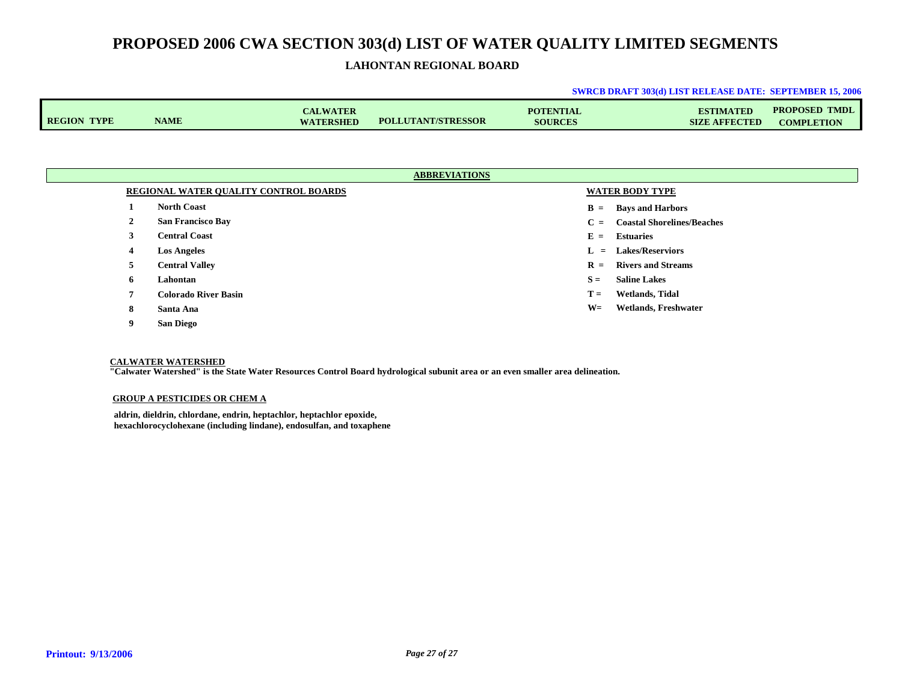# PROPOSED 2006 CWA SECTION 303(d) LIST OF WATER QUALITY LIMITED SEGMENTS

## LAHONTAN REGIONAL BOARD

**SWRCB DRAFT 303(d) LIST RELEASE DATE: SEPTEMBER 15, 2006**

| REGION | TYPE | NAME | CALWATER WATERSHED | POLLUTANT/STRESSOR | POTENTIAL SOURCES | ESTIMATED SIZE AFFECTED | PROPOSED TMDL COMPLETION |
|---|---|---|---|---|---|---|---|

## ABBREVIATIONS

**REGIONAL WATER QUALITY CONTROL BOARDS**

| | |
|---|---|
| 1 | North Coast |
| 2 | San Francisco Bay |
| 3 | Central Coast |
| 4 | Los Angeles |
| 5 | Central Valley |
| 6 | Lahontan |
| 7 | Colorado River Basin |
| 8 | Santa Ana |
| 9 | San Diego |

**WATER BODY TYPE**

- B = Bays and Harbors
- C = Coastal Shorelines/Beaches
- E = Estuaries
- L = Lakes/Reserviors
- R = Rivers and Streams
- S = Saline Lakes
- T = Wetlands, Tidal
- W= Wetlands, Freshwater

**CALWATER WATERSHED**

"Calwater Watershed" is the State Water Resources Control Board hydrological subunit area or an even smaller area delineation.

**GROUP A PESTICIDES OR CHEM A**

aldrin, dieldrin, chlordane, endrin, heptachlor, heptachlor epoxide, hexachlorocyclohexane (including lindane), endosulfan, and toxaphene

**Printout: 9/13/2006**